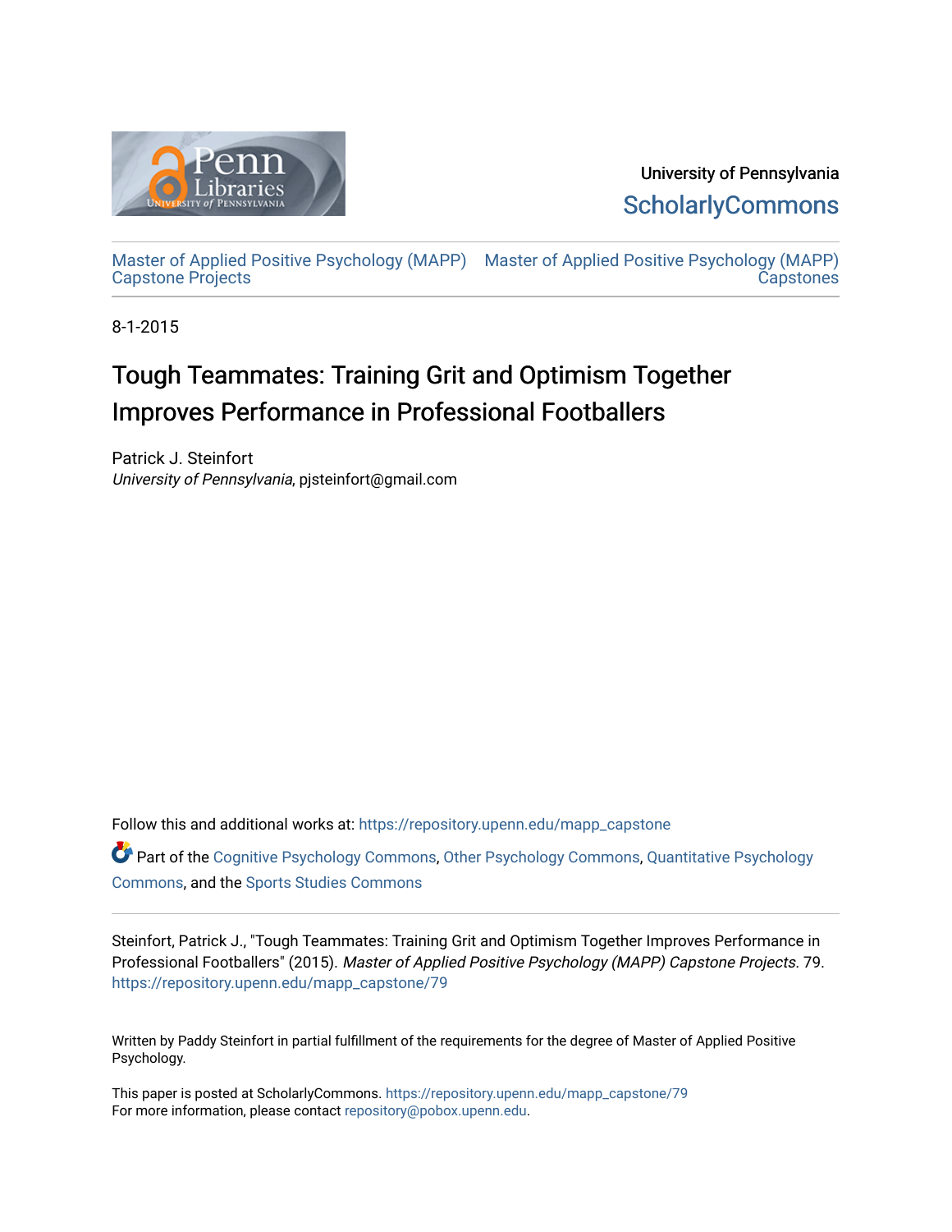University of Pennsylvania
ScholarlyCommons

Master of Applied Positive Psychology (MAPP) Capstone Projects | Master of Applied Positive Psychology (MAPP) Capstones

8-1-2015

# Tough Teammates: Training Grit and Optimism Together Improves Performance in Professional Footballers

Patrick J. Steinfort
*University of Pennsylvania*, pjsteinfort@gmail.com

Follow this and additional works at: https://repository.upenn.edu/mapp_capstone

Part of the Cognitive Psychology Commons, Other Psychology Commons, Quantitative Psychology Commons, and the Sports Studies Commons

Steinfort, Patrick J., "Tough Teammates: Training Grit and Optimism Together Improves Performance in Professional Footballers" (2015). *Master of Applied Positive Psychology (MAPP) Capstone Projects*. 79. https://repository.upenn.edu/mapp_capstone/79

Written by Paddy Steinfort in partial fulfillment of the requirements for the degree of Master of Applied Positive Psychology.

This paper is posted at ScholarlyCommons. https://repository.upenn.edu/mapp_capstone/79
For more information, please contact repository@pobox.upenn.edu.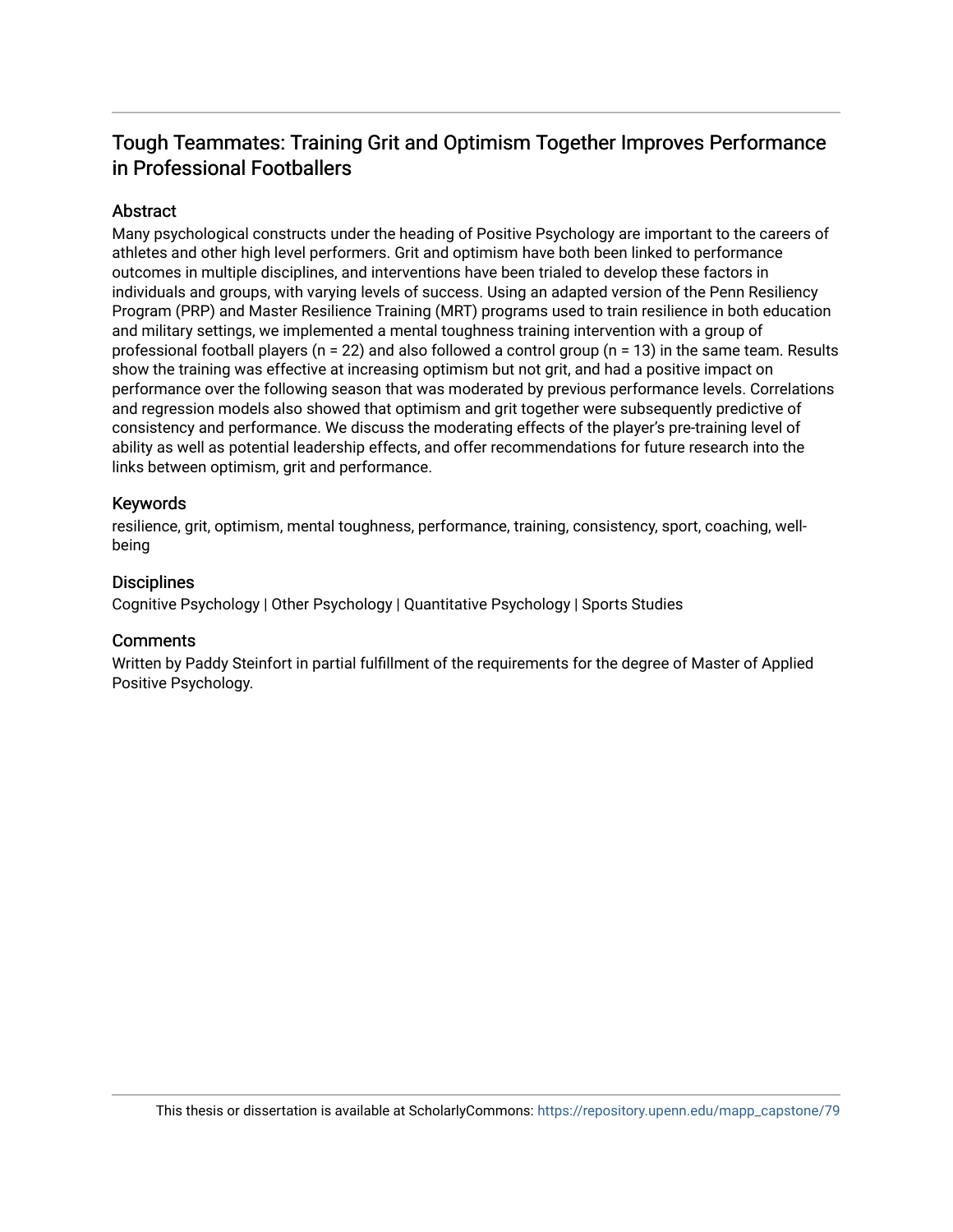# Tough Teammates: Training Grit and Optimism Together Improves Performance in Professional Footballers

## Abstract

Many psychological constructs under the heading of Positive Psychology are important to the careers of athletes and other high level performers. Grit and optimism have both been linked to performance outcomes in multiple disciplines, and interventions have been trialed to develop these factors in individuals and groups, with varying levels of success. Using an adapted version of the Penn Resiliency Program (PRP) and Master Resilience Training (MRT) programs used to train resilience in both education and military settings, we implemented a mental toughness training intervention with a group of professional football players ($n = 22$) and also followed a control group ($n = 13$) in the same team. Results show the training was effective at increasing optimism but not grit, and had a positive impact on performance over the following season that was moderated by previous performance levels. Correlations and regression models also showed that optimism and grit together were subsequently predictive of consistency and performance. We discuss the moderating effects of the player's pre-training level of ability as well as potential leadership effects, and offer recommendations for future research into the links between optimism, grit and performance.

## Keywords

resilience, grit, optimism, mental toughness, performance, training, consistency, sport, coaching, well-being

## Disciplines

Cognitive Psychology | Other Psychology | Quantitative Psychology | Sports Studies

## Comments

Written by Paddy Steinfort in partial fulfillment of the requirements for the degree of Master of Applied Positive Psychology.

This thesis or dissertation is available at ScholarlyCommons: https://repository.upenn.edu/mapp_capstone/79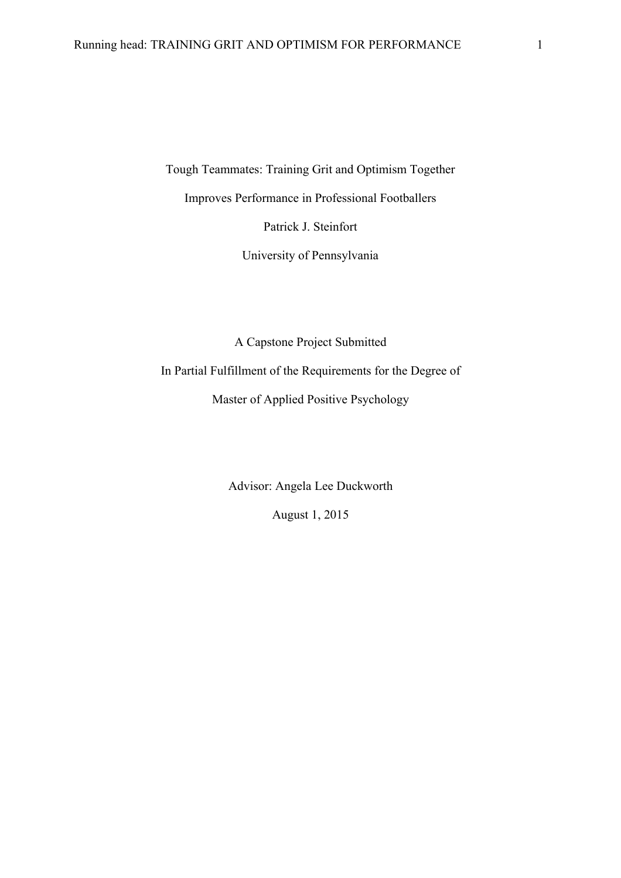Tough Teammates: Training Grit and Optimism Together

Improves Performance in Professional Footballers

Patrick J. Steinfort

University of Pennsylvania

A Capstone Project Submitted

In Partial Fulfillment of the Requirements for the Degree of

Master of Applied Positive Psychology

Advisor: Angela Lee Duckworth

August 1, 2015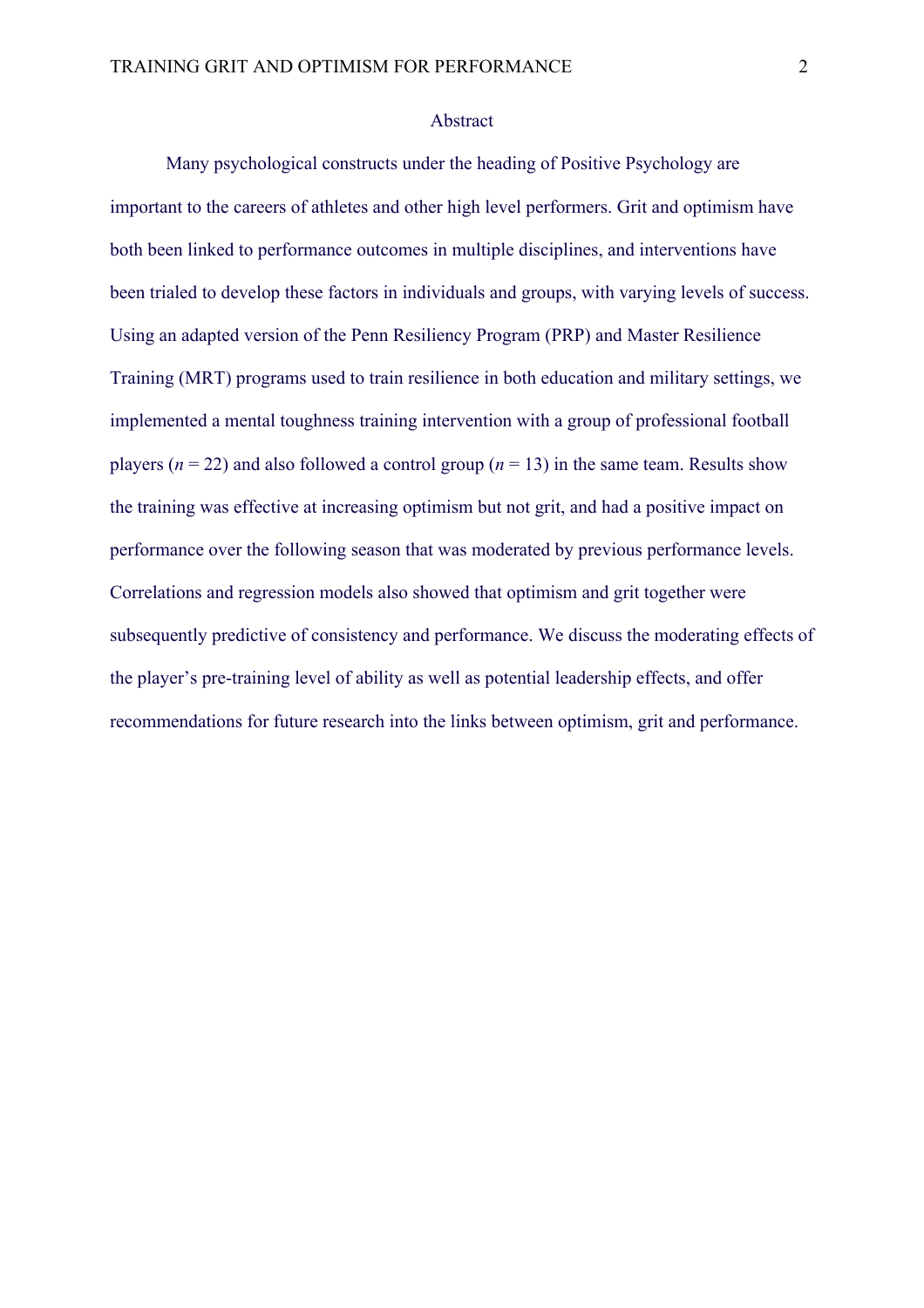## Abstract

Many psychological constructs under the heading of Positive Psychology are important to the careers of athletes and other high level performers. Grit and optimism have both been linked to performance outcomes in multiple disciplines, and interventions have been trialed to develop these factors in individuals and groups, with varying levels of success. Using an adapted version of the Penn Resiliency Program (PRP) and Master Resilience Training (MRT) programs used to train resilience in both education and military settings, we implemented a mental toughness training intervention with a group of professional football players ($n = 22$) and also followed a control group ($n = 13$) in the same team. Results show the training was effective at increasing optimism but not grit, and had a positive impact on performance over the following season that was moderated by previous performance levels. Correlations and regression models also showed that optimism and grit together were subsequently predictive of consistency and performance. We discuss the moderating effects of the player's pre-training level of ability as well as potential leadership effects, and offer recommendations for future research into the links between optimism, grit and performance.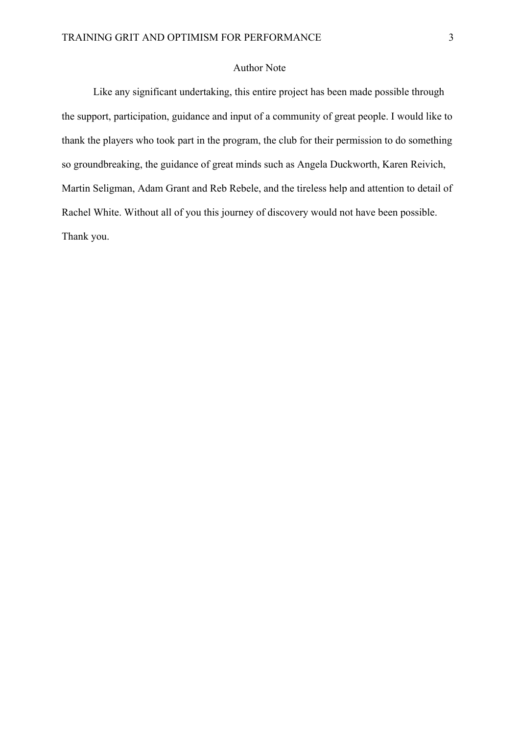## Author Note

Like any significant undertaking, this entire project has been made possible through the support, participation, guidance and input of a community of great people. I would like to thank the players who took part in the program, the club for their permission to do something so groundbreaking, the guidance of great minds such as Angela Duckworth, Karen Reivich, Martin Seligman, Adam Grant and Reb Rebele, and the tireless help and attention to detail of Rachel White. Without all of you this journey of discovery would not have been possible. Thank you.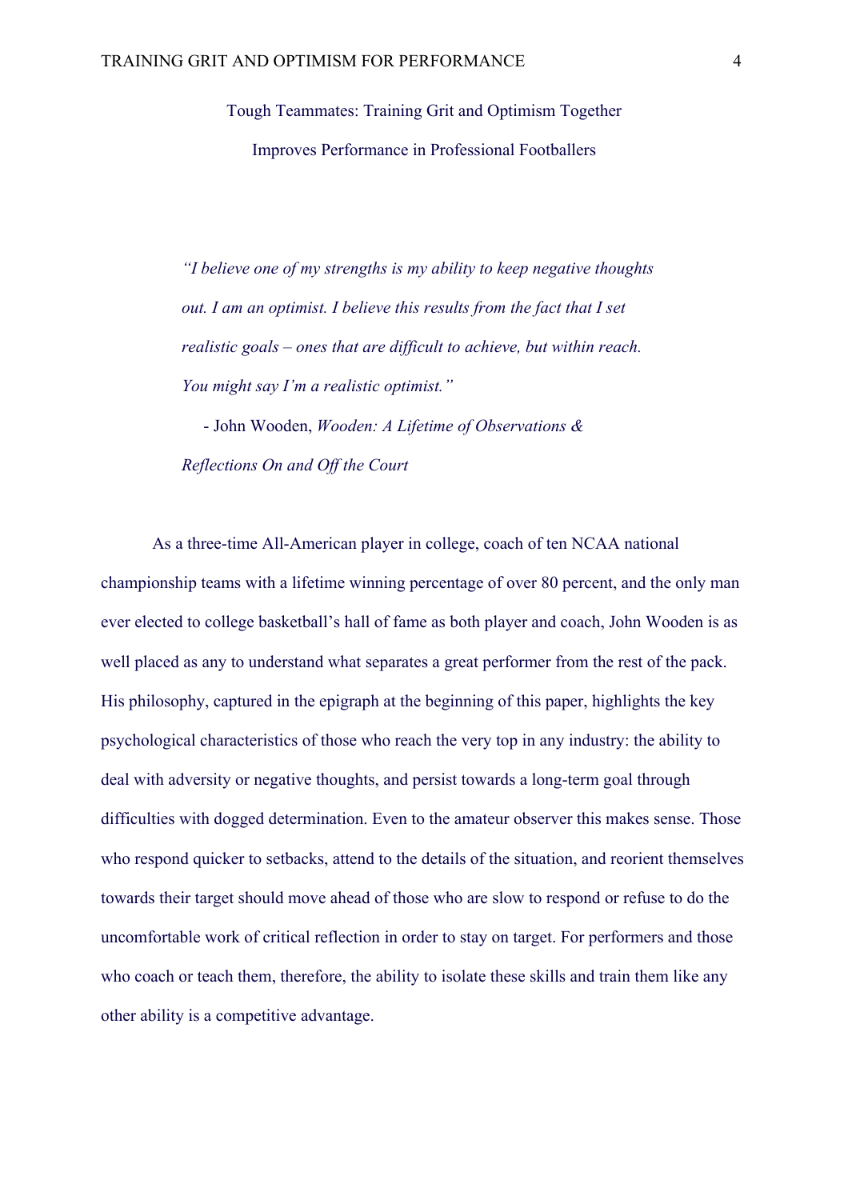# Tough Teammates: Training Grit and Optimism Together Improves Performance in Professional Footballers

> *"I believe one of my strengths is my ability to keep negative thoughts out. I am an optimist. I believe this results from the fact that I set realistic goals – ones that are difficult to achieve, but within reach. You might say I'm a realistic optimist."*
>
> - John Wooden, *Wooden: A Lifetime of Observations & Reflections On and Off the Court*

As a three-time All-American player in college, coach of ten NCAA national championship teams with a lifetime winning percentage of over 80 percent, and the only man ever elected to college basketball's hall of fame as both player and coach, John Wooden is as well placed as any to understand what separates a great performer from the rest of the pack. His philosophy, captured in the epigraph at the beginning of this paper, highlights the key psychological characteristics of those who reach the very top in any industry: the ability to deal with adversity or negative thoughts, and persist towards a long-term goal through difficulties with dogged determination. Even to the amateur observer this makes sense. Those who respond quicker to setbacks, attend to the details of the situation, and reorient themselves towards their target should move ahead of those who are slow to respond or refuse to do the uncomfortable work of critical reflection in order to stay on target. For performers and those who coach or teach them, therefore, the ability to isolate these skills and train them like any other ability is a competitive advantage.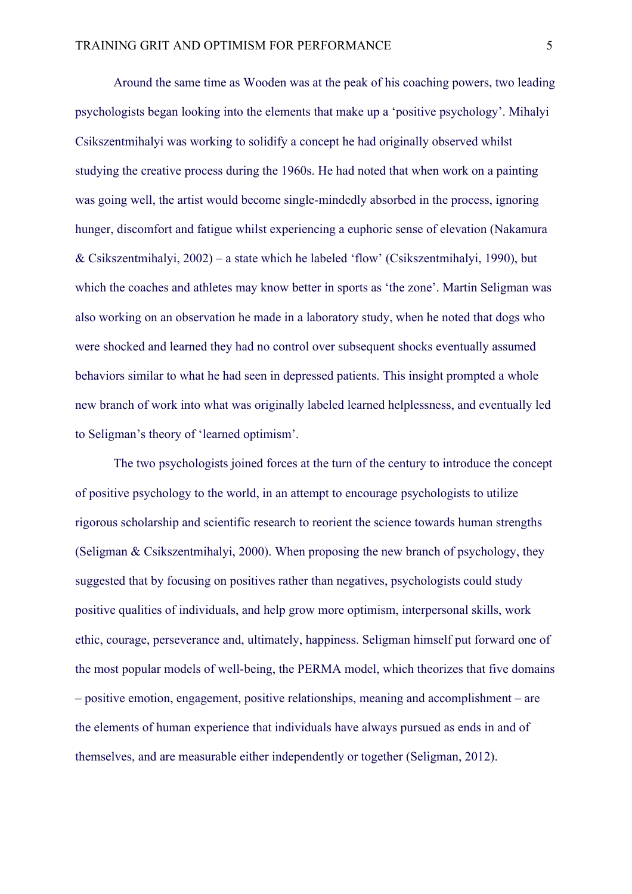Around the same time as Wooden was at the peak of his coaching powers, two leading psychologists began looking into the elements that make up a 'positive psychology'. Mihalyi Csikszentmihalyi was working to solidify a concept he had originally observed whilst studying the creative process during the 1960s. He had noted that when work on a painting was going well, the artist would become single-mindedly absorbed in the process, ignoring hunger, discomfort and fatigue whilst experiencing a euphoric sense of elevation (Nakamura & Csikszentmihalyi, 2002) – a state which he labeled 'flow' (Csikszentmihalyi, 1990), but which the coaches and athletes may know better in sports as 'the zone'. Martin Seligman was also working on an observation he made in a laboratory study, when he noted that dogs who were shocked and learned they had no control over subsequent shocks eventually assumed behaviors similar to what he had seen in depressed patients. This insight prompted a whole new branch of work into what was originally labeled learned helplessness, and eventually led to Seligman's theory of 'learned optimism'.

The two psychologists joined forces at the turn of the century to introduce the concept of positive psychology to the world, in an attempt to encourage psychologists to utilize rigorous scholarship and scientific research to reorient the science towards human strengths (Seligman & Csikszentmihalyi, 2000). When proposing the new branch of psychology, they suggested that by focusing on positives rather than negatives, psychologists could study positive qualities of individuals, and help grow more optimism, interpersonal skills, work ethic, courage, perseverance and, ultimately, happiness. Seligman himself put forward one of the most popular models of well-being, the PERMA model, which theorizes that five domains – positive emotion, engagement, positive relationships, meaning and accomplishment – are the elements of human experience that individuals have always pursued as ends in and of themselves, and are measurable either independently or together (Seligman, 2012).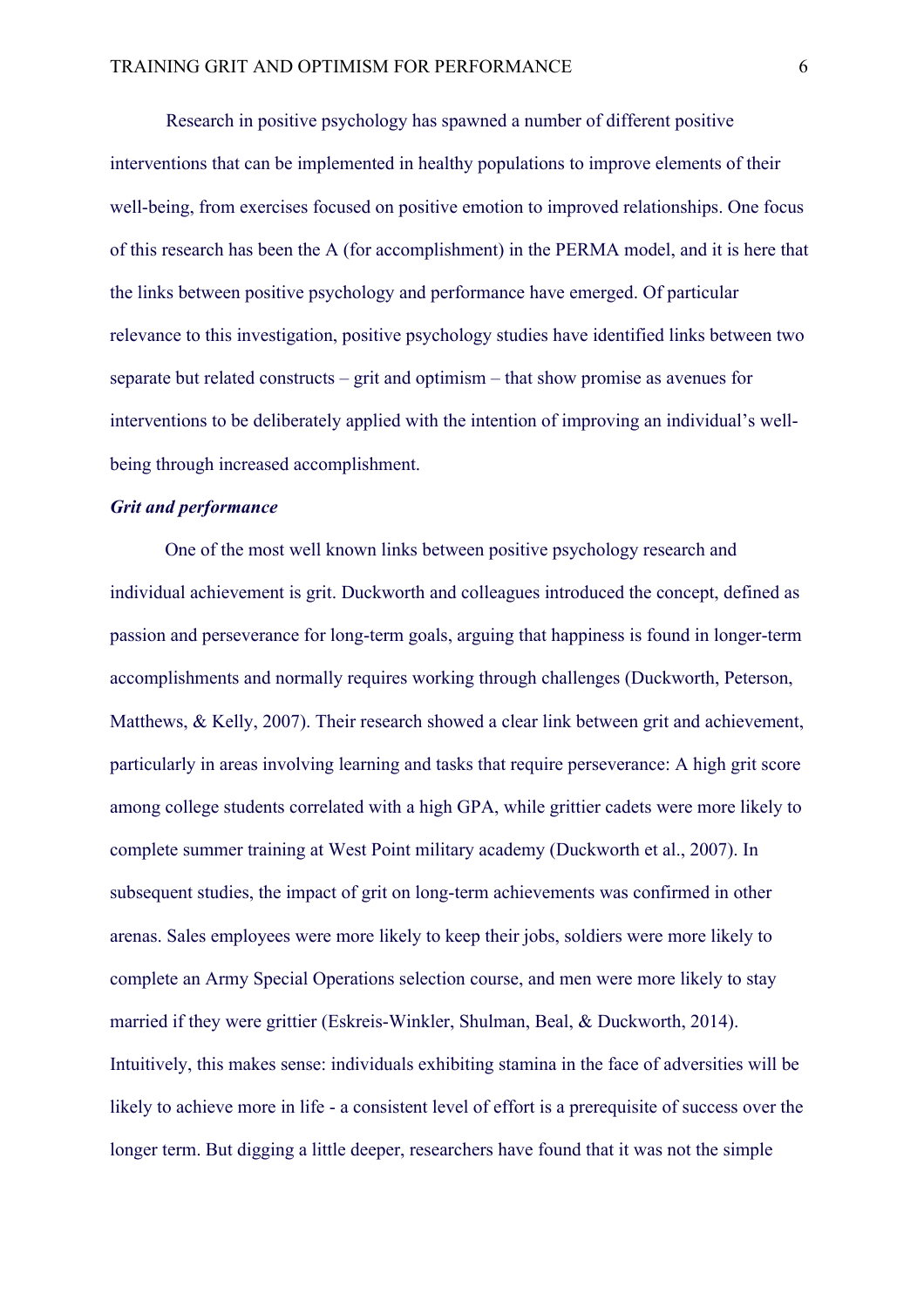Research in positive psychology has spawned a number of different positive interventions that can be implemented in healthy populations to improve elements of their well-being, from exercises focused on positive emotion to improved relationships. One focus of this research has been the A (for accomplishment) in the PERMA model, and it is here that the links between positive psychology and performance have emerged. Of particular relevance to this investigation, positive psychology studies have identified links between two separate but related constructs – grit and optimism – that show promise as avenues for interventions to be deliberately applied with the intention of improving an individual's well-being through increased accomplishment.

***Grit and performance***

One of the most well known links between positive psychology research and individual achievement is grit. Duckworth and colleagues introduced the concept, defined as passion and perseverance for long-term goals, arguing that happiness is found in longer-term accomplishments and normally requires working through challenges (Duckworth, Peterson, Matthews, & Kelly, 2007). Their research showed a clear link between grit and achievement, particularly in areas involving learning and tasks that require perseverance: A high grit score among college students correlated with a high GPA, while grittier cadets were more likely to complete summer training at West Point military academy (Duckworth et al., 2007). In subsequent studies, the impact of grit on long-term achievements was confirmed in other arenas. Sales employees were more likely to keep their jobs, soldiers were more likely to complete an Army Special Operations selection course, and men were more likely to stay married if they were grittier (Eskreis-Winkler, Shulman, Beal, & Duckworth, 2014). Intuitively, this makes sense: individuals exhibiting stamina in the face of adversities will be likely to achieve more in life - a consistent level of effort is a prerequisite of success over the longer term. But digging a little deeper, researchers have found that it was not the simple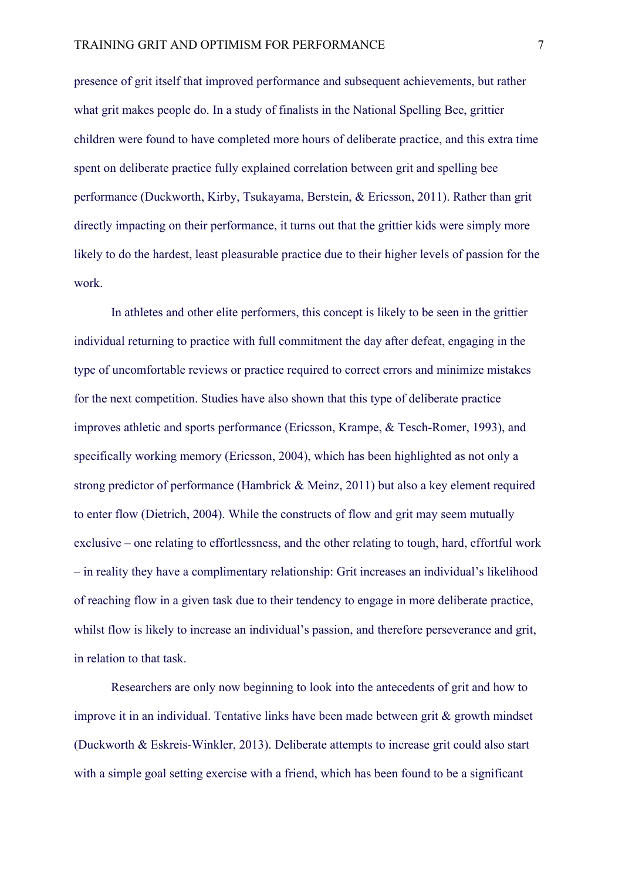presence of grit itself that improved performance and subsequent achievements, but rather what grit makes people do. In a study of finalists in the National Spelling Bee, grittier children were found to have completed more hours of deliberate practice, and this extra time spent on deliberate practice fully explained correlation between grit and spelling bee performance (Duckworth, Kirby, Tsukayama, Berstein, & Ericsson, 2011). Rather than grit directly impacting on their performance, it turns out that the grittier kids were simply more likely to do the hardest, least pleasurable practice due to their higher levels of passion for the work.

In athletes and other elite performers, this concept is likely to be seen in the grittier individual returning to practice with full commitment the day after defeat, engaging in the type of uncomfortable reviews or practice required to correct errors and minimize mistakes for the next competition. Studies have also shown that this type of deliberate practice improves athletic and sports performance (Ericsson, Krampe, & Tesch-Romer, 1993), and specifically working memory (Ericsson, 2004), which has been highlighted as not only a strong predictor of performance (Hambrick & Meinz, 2011) but also a key element required to enter flow (Dietrich, 2004). While the constructs of flow and grit may seem mutually exclusive – one relating to effortlessness, and the other relating to tough, hard, effortful work – in reality they have a complimentary relationship: Grit increases an individual's likelihood of reaching flow in a given task due to their tendency to engage in more deliberate practice, whilst flow is likely to increase an individual's passion, and therefore perseverance and grit, in relation to that task.

Researchers are only now beginning to look into the antecedents of grit and how to improve it in an individual. Tentative links have been made between grit & growth mindset (Duckworth & Eskreis-Winkler, 2013). Deliberate attempts to increase grit could also start with a simple goal setting exercise with a friend, which has been found to be a significant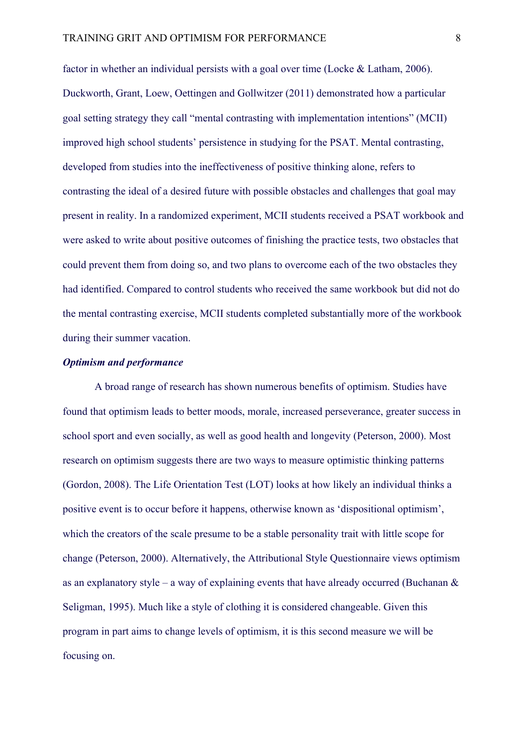factor in whether an individual persists with a goal over time (Locke & Latham, 2006). Duckworth, Grant, Loew, Oettingen and Gollwitzer (2011) demonstrated how a particular goal setting strategy they call "mental contrasting with implementation intentions" (MCII) improved high school students' persistence in studying for the PSAT. Mental contrasting, developed from studies into the ineffectiveness of positive thinking alone, refers to contrasting the ideal of a desired future with possible obstacles and challenges that goal may present in reality. In a randomized experiment, MCII students received a PSAT workbook and were asked to write about positive outcomes of finishing the practice tests, two obstacles that could prevent them from doing so, and two plans to overcome each of the two obstacles they had identified. Compared to control students who received the same workbook but did not do the mental contrasting exercise, MCII students completed substantially more of the workbook during their summer vacation.

***Optimism and performance***

A broad range of research has shown numerous benefits of optimism. Studies have found that optimism leads to better moods, morale, increased perseverance, greater success in school sport and even socially, as well as good health and longevity (Peterson, 2000). Most research on optimism suggests there are two ways to measure optimistic thinking patterns (Gordon, 2008). The Life Orientation Test (LOT) looks at how likely an individual thinks a positive event is to occur before it happens, otherwise known as 'dispositional optimism', which the creators of the scale presume to be a stable personality trait with little scope for change (Peterson, 2000). Alternatively, the Attributional Style Questionnaire views optimism as an explanatory style – a way of explaining events that have already occurred (Buchanan & Seligman, 1995). Much like a style of clothing it is considered changeable. Given this program in part aims to change levels of optimism, it is this second measure we will be focusing on.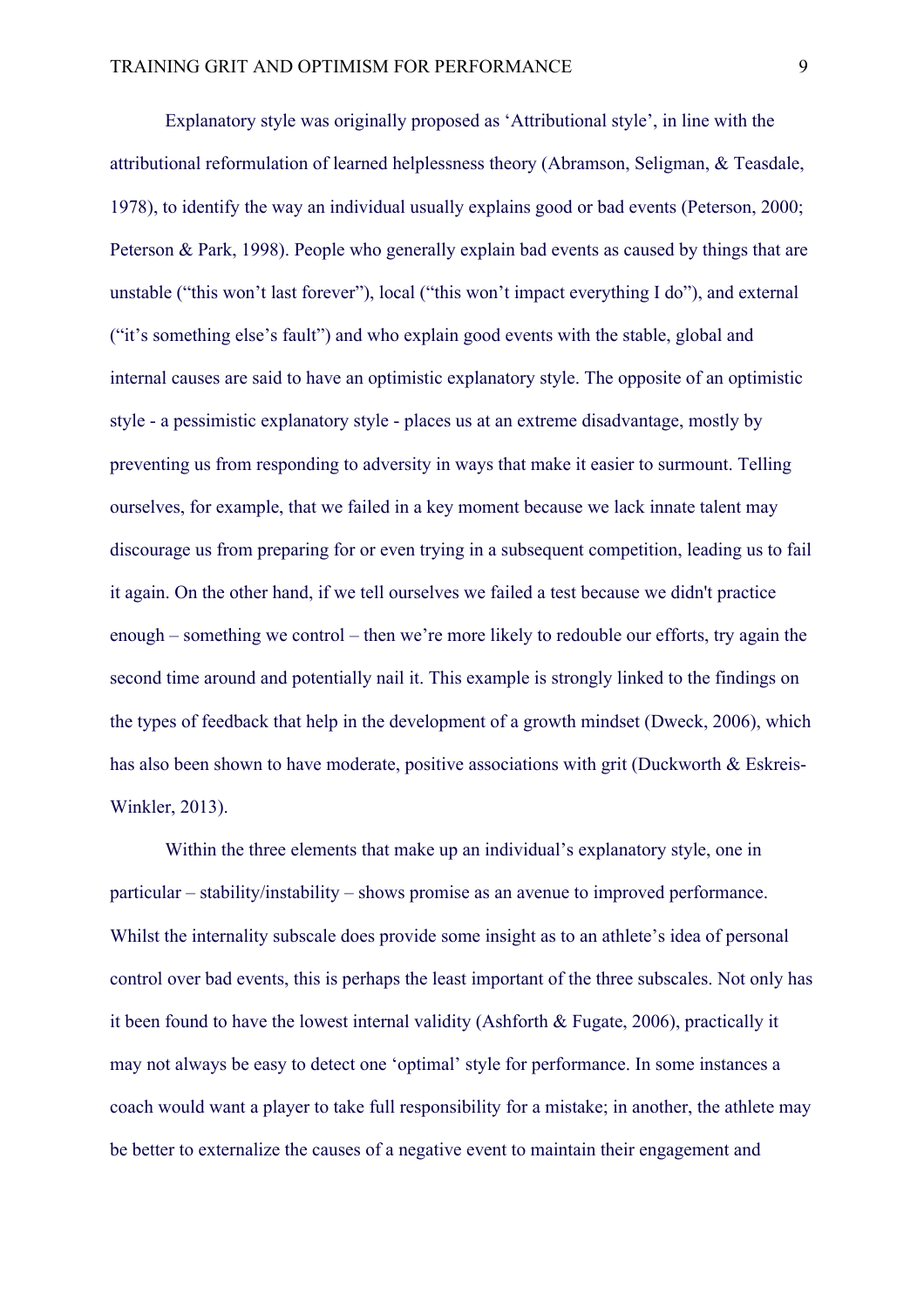Explanatory style was originally proposed as 'Attributional style', in line with the attributional reformulation of learned helplessness theory (Abramson, Seligman, & Teasdale, 1978), to identify the way an individual usually explains good or bad events (Peterson, 2000; Peterson & Park, 1998). People who generally explain bad events as caused by things that are unstable ("this won't last forever"), local ("this won't impact everything I do"), and external ("it's something else's fault") and who explain good events with the stable, global and internal causes are said to have an optimistic explanatory style. The opposite of an optimistic style - a pessimistic explanatory style - places us at an extreme disadvantage, mostly by preventing us from responding to adversity in ways that make it easier to surmount. Telling ourselves, for example, that we failed in a key moment because we lack innate talent may discourage us from preparing for or even trying in a subsequent competition, leading us to fail it again. On the other hand, if we tell ourselves we failed a test because we didn't practice enough – something we control – then we're more likely to redouble our efforts, try again the second time around and potentially nail it. This example is strongly linked to the findings on the types of feedback that help in the development of a growth mindset (Dweck, 2006), which has also been shown to have moderate, positive associations with grit (Duckworth & Eskreis-Winkler, 2013).

Within the three elements that make up an individual's explanatory style, one in particular – stability/instability – shows promise as an avenue to improved performance. Whilst the internality subscale does provide some insight as to an athlete's idea of personal control over bad events, this is perhaps the least important of the three subscales. Not only has it been found to have the lowest internal validity (Ashforth & Fugate, 2006), practically it may not always be easy to detect one 'optimal' style for performance. In some instances a coach would want a player to take full responsibility for a mistake; in another, the athlete may be better to externalize the causes of a negative event to maintain their engagement and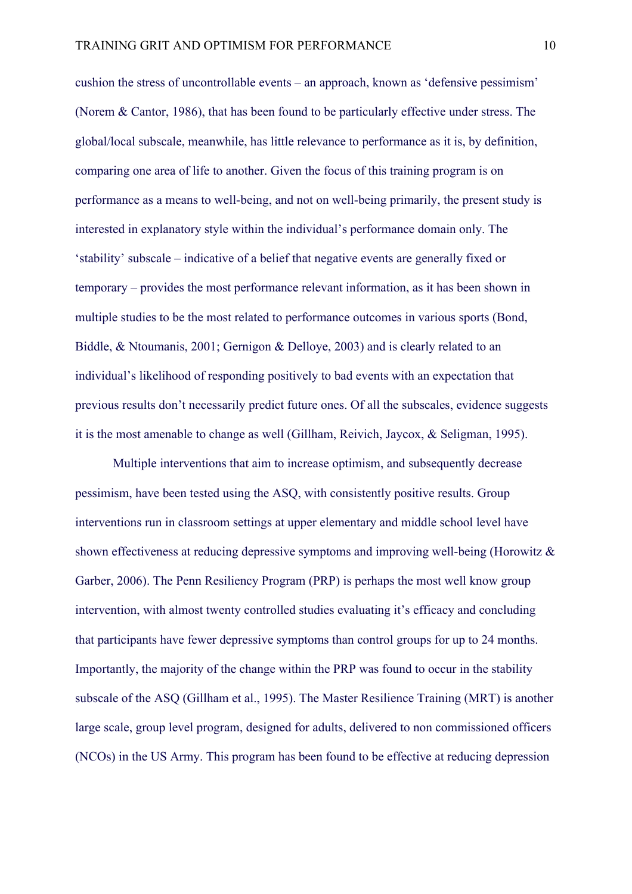cushion the stress of uncontrollable events – an approach, known as 'defensive pessimism' (Norem & Cantor, 1986), that has been found to be particularly effective under stress. The global/local subscale, meanwhile, has little relevance to performance as it is, by definition, comparing one area of life to another. Given the focus of this training program is on performance as a means to well-being, and not on well-being primarily, the present study is interested in explanatory style within the individual's performance domain only. The 'stability' subscale – indicative of a belief that negative events are generally fixed or temporary – provides the most performance relevant information, as it has been shown in multiple studies to be the most related to performance outcomes in various sports (Bond, Biddle, & Ntoumanis, 2001; Gernigon & Delloye, 2003) and is clearly related to an individual's likelihood of responding positively to bad events with an expectation that previous results don't necessarily predict future ones. Of all the subscales, evidence suggests it is the most amenable to change as well (Gillham, Reivich, Jaycox, & Seligman, 1995).

Multiple interventions that aim to increase optimism, and subsequently decrease pessimism, have been tested using the ASQ, with consistently positive results. Group interventions run in classroom settings at upper elementary and middle school level have shown effectiveness at reducing depressive symptoms and improving well-being (Horowitz & Garber, 2006). The Penn Resiliency Program (PRP) is perhaps the most well know group intervention, with almost twenty controlled studies evaluating it's efficacy and concluding that participants have fewer depressive symptoms than control groups for up to 24 months. Importantly, the majority of the change within the PRP was found to occur in the stability subscale of the ASQ (Gillham et al., 1995). The Master Resilience Training (MRT) is another large scale, group level program, designed for adults, delivered to non commissioned officers (NCOs) in the US Army. This program has been found to be effective at reducing depression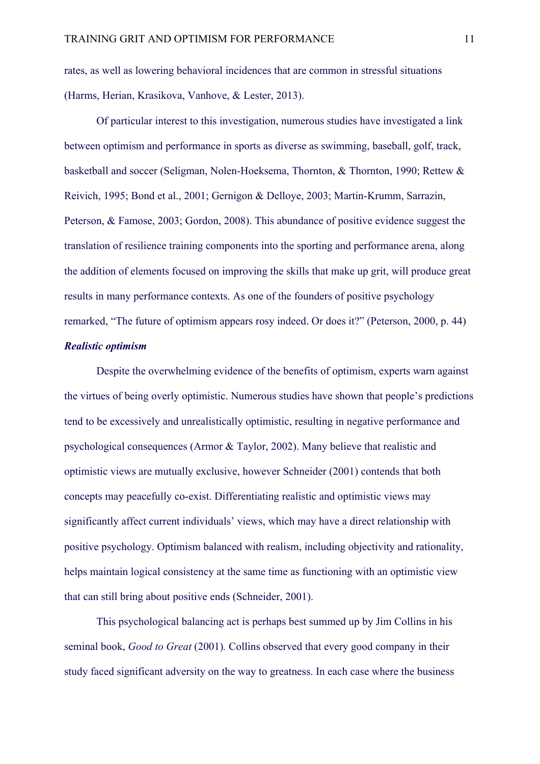rates, as well as lowering behavioral incidences that are common in stressful situations (Harms, Herian, Krasikova, Vanhove, & Lester, 2013).

Of particular interest to this investigation, numerous studies have investigated a link between optimism and performance in sports as diverse as swimming, baseball, golf, track, basketball and soccer (Seligman, Nolen-Hoeksema, Thornton, & Thornton, 1990; Rettew & Reivich, 1995; Bond et al., 2001; Gernigon & Delloye, 2003; Martin-Krumm, Sarrazin, Peterson, & Famose, 2003; Gordon, 2008). This abundance of positive evidence suggest the translation of resilience training components into the sporting and performance arena, along the addition of elements focused on improving the skills that make up grit, will produce great results in many performance contexts. As one of the founders of positive psychology remarked, "The future of optimism appears rosy indeed. Or does it?" (Peterson, 2000, p. 44)

***Realistic optimism***

Despite the overwhelming evidence of the benefits of optimism, experts warn against the virtues of being overly optimistic. Numerous studies have shown that people's predictions tend to be excessively and unrealistically optimistic, resulting in negative performance and psychological consequences (Armor & Taylor, 2002). Many believe that realistic and optimistic views are mutually exclusive, however Schneider (2001) contends that both concepts may peacefully co-exist. Differentiating realistic and optimistic views may significantly affect current individuals' views, which may have a direct relationship with positive psychology. Optimism balanced with realism, including objectivity and rationality, helps maintain logical consistency at the same time as functioning with an optimistic view that can still bring about positive ends (Schneider, 2001).

This psychological balancing act is perhaps best summed up by Jim Collins in his seminal book, *Good to Great* (2001). Collins observed that every good company in their study faced significant adversity on the way to greatness. In each case where the business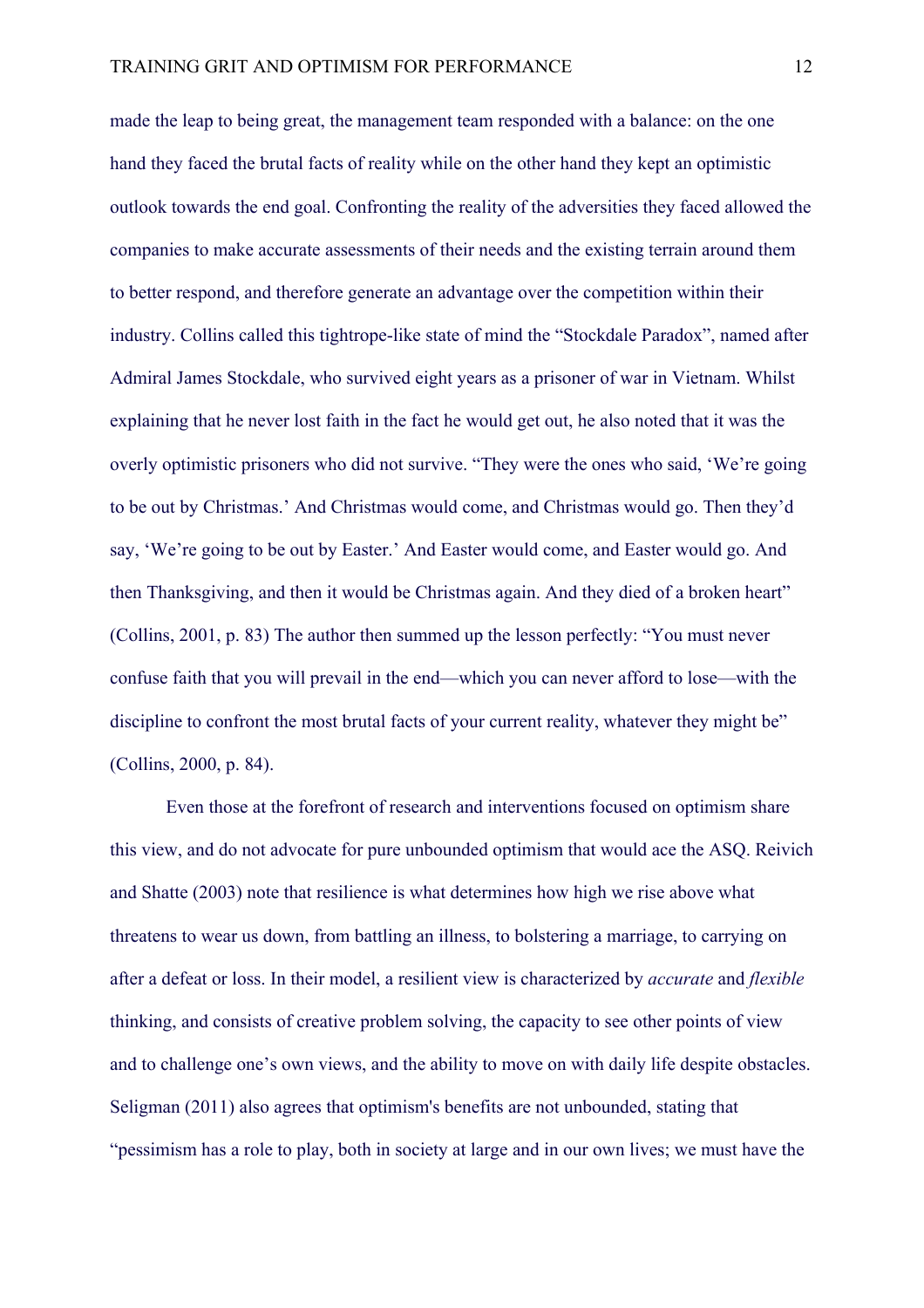made the leap to being great, the management team responded with a balance: on the one hand they faced the brutal facts of reality while on the other hand they kept an optimistic outlook towards the end goal. Confronting the reality of the adversities they faced allowed the companies to make accurate assessments of their needs and the existing terrain around them to better respond, and therefore generate an advantage over the competition within their industry. Collins called this tightrope-like state of mind the "Stockdale Paradox", named after Admiral James Stockdale, who survived eight years as a prisoner of war in Vietnam. Whilst explaining that he never lost faith in the fact he would get out, he also noted that it was the overly optimistic prisoners who did not survive. "They were the ones who said, 'We're going to be out by Christmas.' And Christmas would come, and Christmas would go. Then they'd say, 'We're going to be out by Easter.' And Easter would come, and Easter would go. And then Thanksgiving, and then it would be Christmas again. And they died of a broken heart" (Collins, 2001, p. 83) The author then summed up the lesson perfectly: "You must never confuse faith that you will prevail in the end—which you can never afford to lose—with the discipline to confront the most brutal facts of your current reality, whatever they might be" (Collins, 2000, p. 84).

Even those at the forefront of research and interventions focused on optimism share this view, and do not advocate for pure unbounded optimism that would ace the ASQ. Reivich and Shatte (2003) note that resilience is what determines how high we rise above what threatens to wear us down, from battling an illness, to bolstering a marriage, to carrying on after a defeat or loss. In their model, a resilient view is characterized by *accurate* and *flexible* thinking, and consists of creative problem solving, the capacity to see other points of view and to challenge one's own views, and the ability to move on with daily life despite obstacles. Seligman (2011) also agrees that optimism's benefits are not unbounded, stating that "pessimism has a role to play, both in society at large and in our own lives; we must have the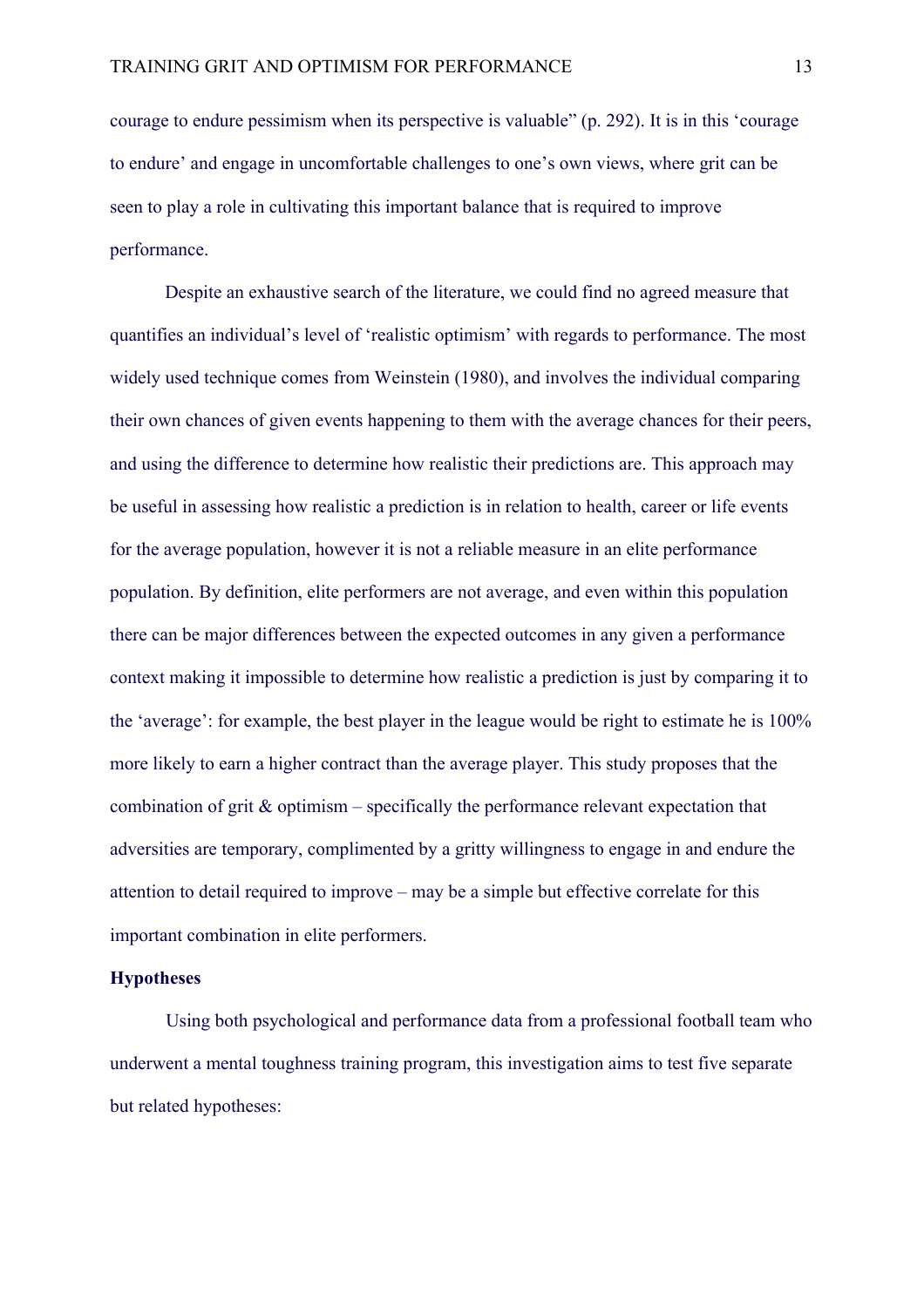courage to endure pessimism when its perspective is valuable" (p. 292). It is in this 'courage to endure' and engage in uncomfortable challenges to one's own views, where grit can be seen to play a role in cultivating this important balance that is required to improve performance.

Despite an exhaustive search of the literature, we could find no agreed measure that quantifies an individual's level of 'realistic optimism' with regards to performance. The most widely used technique comes from Weinstein (1980), and involves the individual comparing their own chances of given events happening to them with the average chances for their peers, and using the difference to determine how realistic their predictions are. This approach may be useful in assessing how realistic a prediction is in relation to health, career or life events for the average population, however it is not a reliable measure in an elite performance population. By definition, elite performers are not average, and even within this population there can be major differences between the expected outcomes in any given a performance context making it impossible to determine how realistic a prediction is just by comparing it to the 'average': for example, the best player in the league would be right to estimate he is 100% more likely to earn a higher contract than the average player. This study proposes that the combination of grit & optimism – specifically the performance relevant expectation that adversities are temporary, complimented by a gritty willingness to engage in and endure the attention to detail required to improve – may be a simple but effective correlate for this important combination in elite performers.

**Hypotheses**

Using both psychological and performance data from a professional football team who underwent a mental toughness training program, this investigation aims to test five separate but related hypotheses: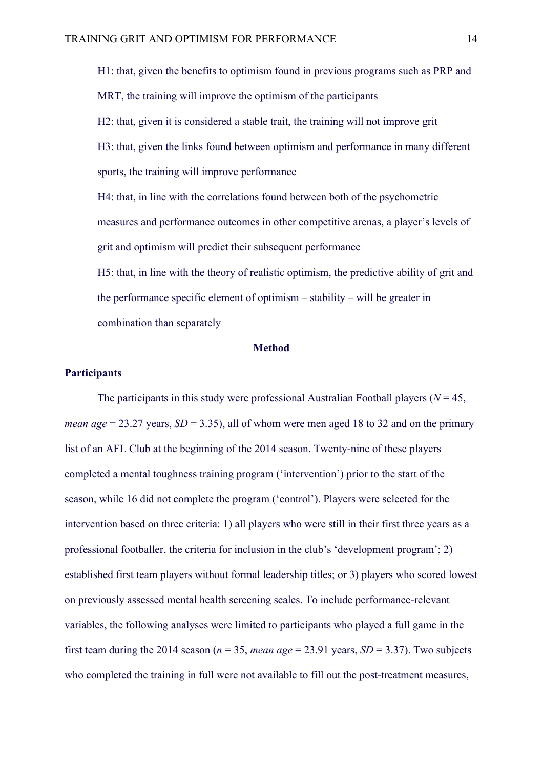H1: that, given the benefits to optimism found in previous programs such as PRP and MRT, the training will improve the optimism of the participants

H2: that, given it is considered a stable trait, the training will not improve grit

H3: that, given the links found between optimism and performance in many different sports, the training will improve performance

H4: that, in line with the correlations found between both of the psychometric measures and performance outcomes in other competitive arenas, a player's levels of grit and optimism will predict their subsequent performance

H5: that, in line with the theory of realistic optimism, the predictive ability of grit and the performance specific element of optimism – stability – will be greater in combination than separately

## Method

### Participants

The participants in this study were professional Australian Football players ($N$ = 45, *mean age* = 23.27 years, $SD$ = 3.35), all of whom were men aged 18 to 32 and on the primary list of an AFL Club at the beginning of the 2014 season. Twenty-nine of these players completed a mental toughness training program ('intervention') prior to the start of the season, while 16 did not complete the program ('control'). Players were selected for the intervention based on three criteria: 1) all players who were still in their first three years as a professional footballer, the criteria for inclusion in the club's 'development program'; 2) established first team players without formal leadership titles; or 3) players who scored lowest on previously assessed mental health screening scales. To include performance-relevant variables, the following analyses were limited to participants who played a full game in the first team during the 2014 season ($n$ = 35, *mean age* = 23.91 years, $SD$ = 3.37). Two subjects who completed the training in full were not available to fill out the post-treatment measures,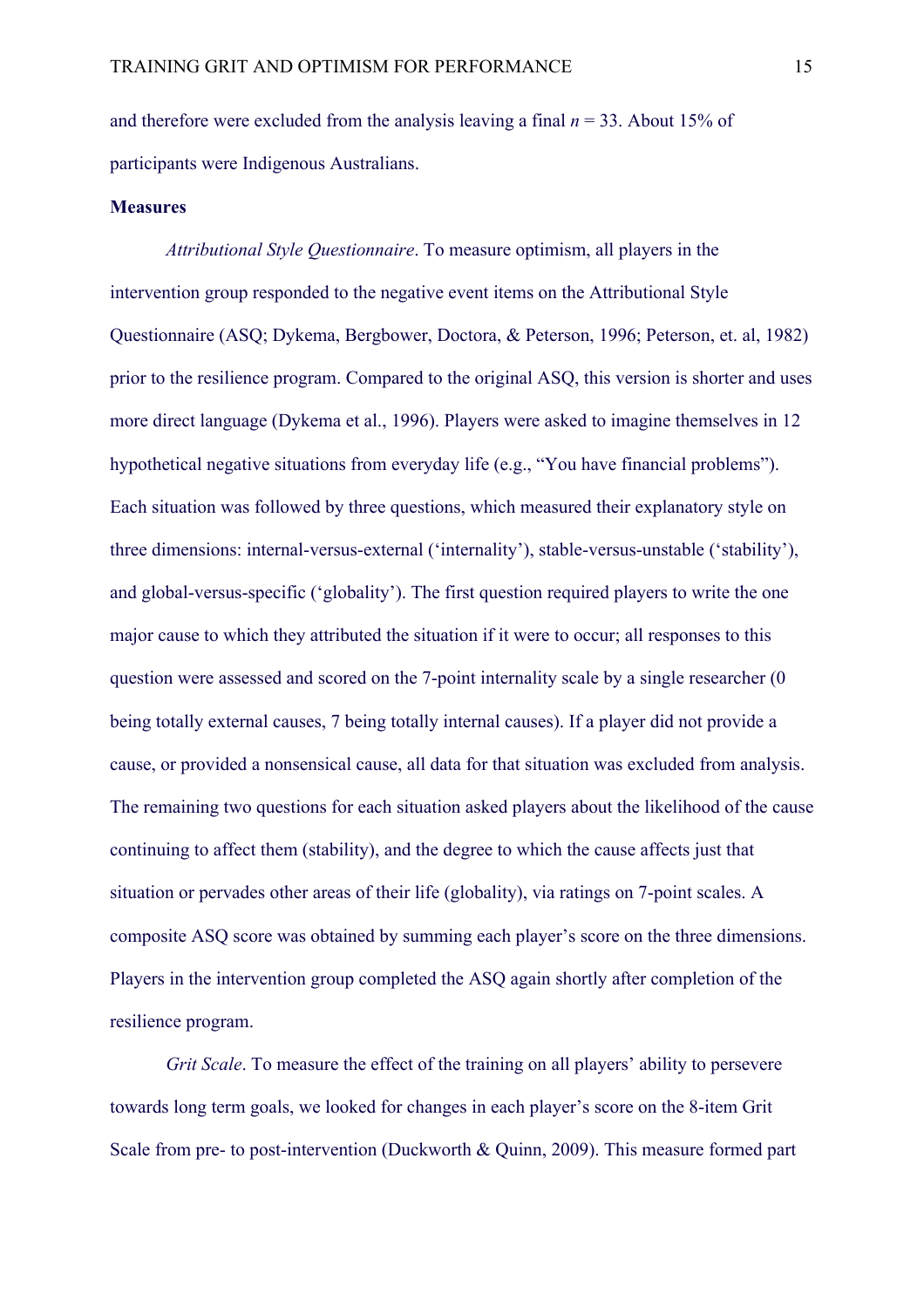and therefore were excluded from the analysis leaving a final $n$ = 33. About 15% of participants were Indigenous Australians.

**Measures**

*Attributional Style Questionnaire*. To measure optimism, all players in the intervention group responded to the negative event items on the Attributional Style Questionnaire (ASQ; Dykema, Bergbower, Doctora, & Peterson, 1996; Peterson, et. al, 1982) prior to the resilience program. Compared to the original ASQ, this version is shorter and uses more direct language (Dykema et al., 1996). Players were asked to imagine themselves in 12 hypothetical negative situations from everyday life (e.g., "You have financial problems"). Each situation was followed by three questions, which measured their explanatory style on three dimensions: internal-versus-external ('internality'), stable-versus-unstable ('stability'), and global-versus-specific ('globality'). The first question required players to write the one major cause to which they attributed the situation if it were to occur; all responses to this question were assessed and scored on the 7-point internality scale by a single researcher (0 being totally external causes, 7 being totally internal causes). If a player did not provide a cause, or provided a nonsensical cause, all data for that situation was excluded from analysis. The remaining two questions for each situation asked players about the likelihood of the cause continuing to affect them (stability), and the degree to which the cause affects just that situation or pervades other areas of their life (globality), via ratings on 7-point scales. A composite ASQ score was obtained by summing each player's score on the three dimensions. Players in the intervention group completed the ASQ again shortly after completion of the resilience program.

*Grit Scale*. To measure the effect of the training on all players' ability to persevere towards long term goals, we looked for changes in each player's score on the 8-item Grit Scale from pre- to post-intervention (Duckworth & Quinn, 2009). This measure formed part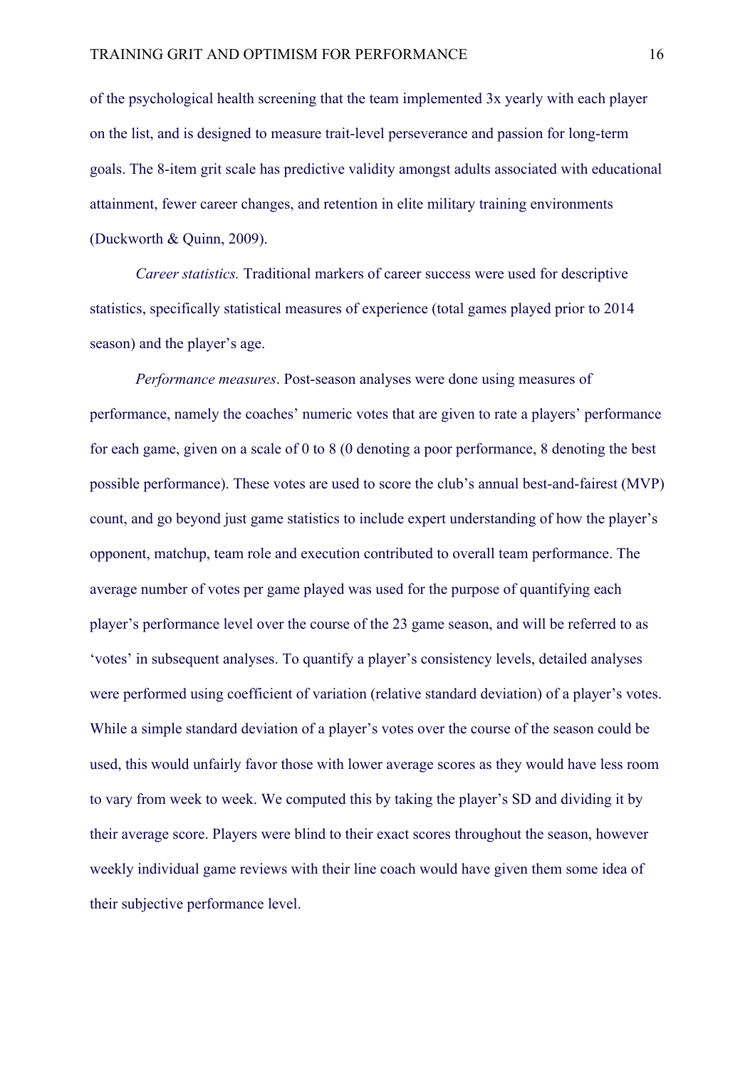of the psychological health screening that the team implemented 3x yearly with each player on the list, and is designed to measure trait-level perseverance and passion for long-term goals. The 8-item grit scale has predictive validity amongst adults associated with educational attainment, fewer career changes, and retention in elite military training environments (Duckworth & Quinn, 2009).

*Career statistics.* Traditional markers of career success were used for descriptive statistics, specifically statistical measures of experience (total games played prior to 2014 season) and the player's age.

*Performance measures*. Post-season analyses were done using measures of performance, namely the coaches' numeric votes that are given to rate a players' performance for each game, given on a scale of 0 to 8 (0 denoting a poor performance, 8 denoting the best possible performance). These votes are used to score the club's annual best-and-fairest (MVP) count, and go beyond just game statistics to include expert understanding of how the player's opponent, matchup, team role and execution contributed to overall team performance. The average number of votes per game played was used for the purpose of quantifying each player's performance level over the course of the 23 game season, and will be referred to as 'votes' in subsequent analyses. To quantify a player's consistency levels, detailed analyses were performed using coefficient of variation (relative standard deviation) of a player's votes. While a simple standard deviation of a player's votes over the course of the season could be used, this would unfairly favor those with lower average scores as they would have less room to vary from week to week. We computed this by taking the player's SD and dividing it by their average score. Players were blind to their exact scores throughout the season, however weekly individual game reviews with their line coach would have given them some idea of their subjective performance level.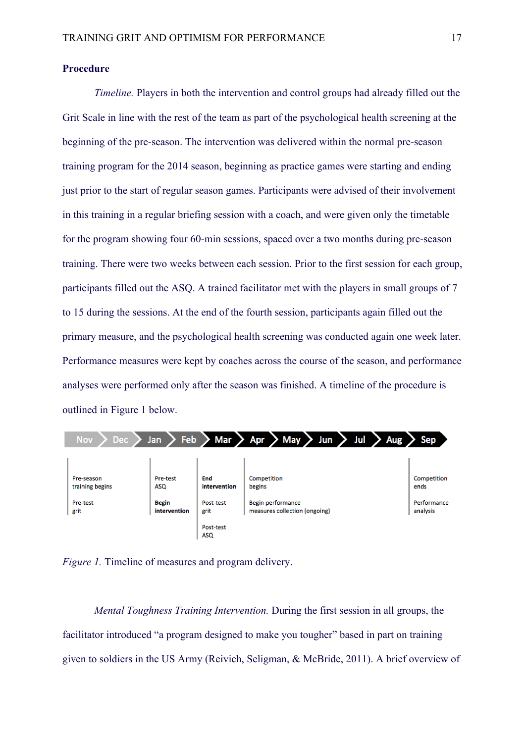### Procedure

*Timeline.* Players in both the intervention and control groups had already filled out the Grit Scale in line with the rest of the team as part of the psychological health screening at the beginning of the pre-season. The intervention was delivered within the normal pre-season training program for the 2014 season, beginning as practice games were starting and ending just prior to the start of regular season games. Participants were advised of their involvement in this training in a regular briefing session with a coach, and were given only the timetable for the program showing four 60-min sessions, spaced over a two months during pre-season training. There were two weeks between each session. Prior to the first session for each group, participants filled out the ASQ. A trained facilitator met with the players in small groups of 7 to 15 during the sessions. At the end of the fourth session, participants again filled out the primary measure, and the psychological health screening was conducted again one week later. Performance measures were kept by coaches across the course of the season, and performance analyses were performed only after the season was finished. A timeline of the procedure is outlined in Figure 1 below.

| Nov | Dec | Jan | Feb | Mar | Apr | May | Jun | Jul | Aug | Sep |
|---|---|---|---|---|---|---|---|---|---|---|
| Pre-season training begins<br>Pre-test grit | | Pre-test ASQ<br>**Begin intervention** | | **End intervention**<br>Post-test grit<br>Post-test ASQ | Competition begins<br>Begin performance measures collection (ongoing) | | | | | Competition ends<br>Performance analysis |

*Figure 1.* Timeline of measures and program delivery.

*Mental Toughness Training Intervention.* During the first session in all groups, the facilitator introduced "a program designed to make you tougher" based in part on training given to soldiers in the US Army (Reivich, Seligman, & McBride, 2011). A brief overview of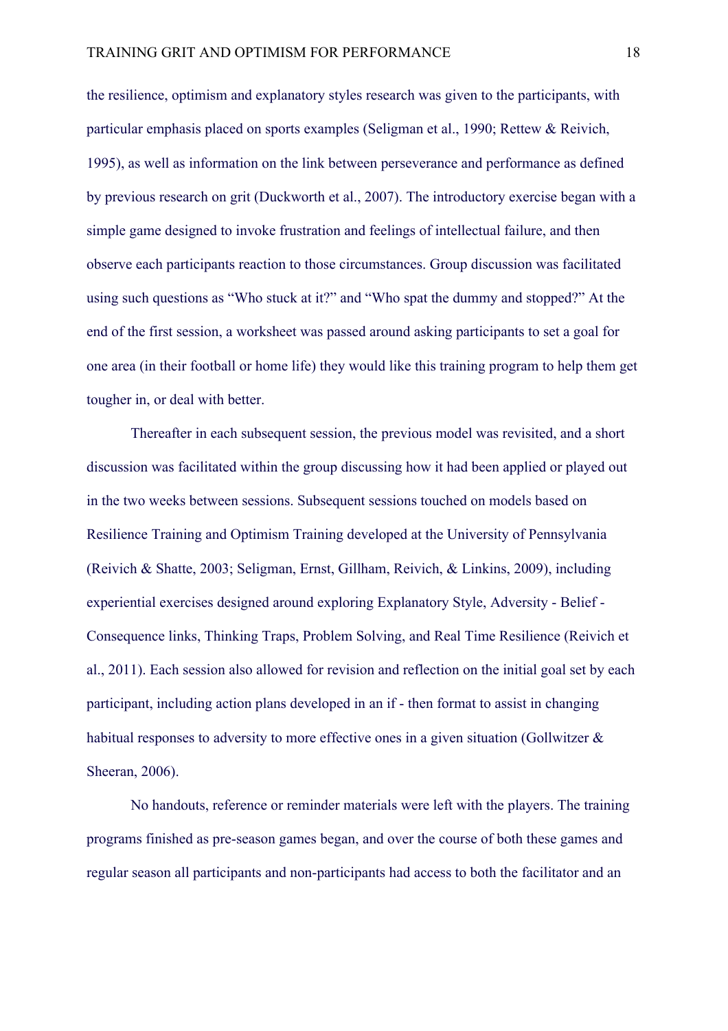the resilience, optimism and explanatory styles research was given to the participants, with particular emphasis placed on sports examples (Seligman et al., 1990; Rettew & Reivich, 1995), as well as information on the link between perseverance and performance as defined by previous research on grit (Duckworth et al., 2007). The introductory exercise began with a simple game designed to invoke frustration and feelings of intellectual failure, and then observe each participants reaction to those circumstances. Group discussion was facilitated using such questions as "Who stuck at it?" and "Who spat the dummy and stopped?" At the end of the first session, a worksheet was passed around asking participants to set a goal for one area (in their football or home life) they would like this training program to help them get tougher in, or deal with better.

Thereafter in each subsequent session, the previous model was revisited, and a short discussion was facilitated within the group discussing how it had been applied or played out in the two weeks between sessions. Subsequent sessions touched on models based on Resilience Training and Optimism Training developed at the University of Pennsylvania (Reivich & Shatte, 2003; Seligman, Ernst, Gillham, Reivich, & Linkins, 2009), including experiential exercises designed around exploring Explanatory Style, Adversity - Belief - Consequence links, Thinking Traps, Problem Solving, and Real Time Resilience (Reivich et al., 2011). Each session also allowed for revision and reflection on the initial goal set by each participant, including action plans developed in an if - then format to assist in changing habitual responses to adversity to more effective ones in a given situation (Gollwitzer & Sheeran, 2006).

No handouts, reference or reminder materials were left with the players. The training programs finished as pre-season games began, and over the course of both these games and regular season all participants and non-participants had access to both the facilitator and an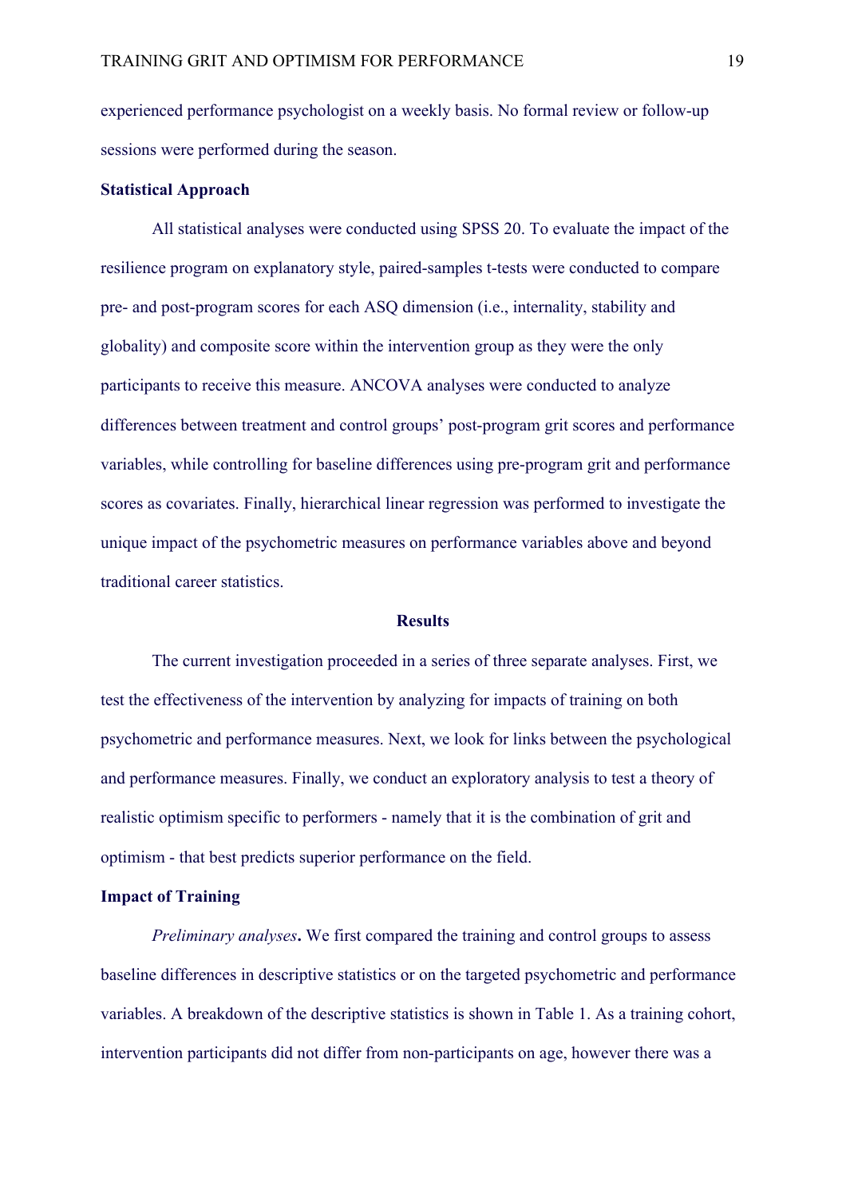experienced performance psychologist on a weekly basis. No formal review or follow-up sessions were performed during the season.

### Statistical Approach

All statistical analyses were conducted using SPSS 20. To evaluate the impact of the resilience program on explanatory style, paired-samples t-tests were conducted to compare pre- and post-program scores for each ASQ dimension (i.e., internality, stability and globality) and composite score within the intervention group as they were the only participants to receive this measure. ANCOVA analyses were conducted to analyze differences between treatment and control groups' post-program grit scores and performance variables, while controlling for baseline differences using pre-program grit and performance scores as covariates. Finally, hierarchical linear regression was performed to investigate the unique impact of the psychometric measures on performance variables above and beyond traditional career statistics.

## Results

The current investigation proceeded in a series of three separate analyses. First, we test the effectiveness of the intervention by analyzing for impacts of training on both psychometric and performance measures. Next, we look for links between the psychological and performance measures. Finally, we conduct an exploratory analysis to test a theory of realistic optimism specific to performers - namely that it is the combination of grit and optimism - that best predicts superior performance on the field.

### Impact of Training

*Preliminary analyses***.** We first compared the training and control groups to assess baseline differences in descriptive statistics or on the targeted psychometric and performance variables. A breakdown of the descriptive statistics is shown in Table 1. As a training cohort, intervention participants did not differ from non-participants on age, however there was a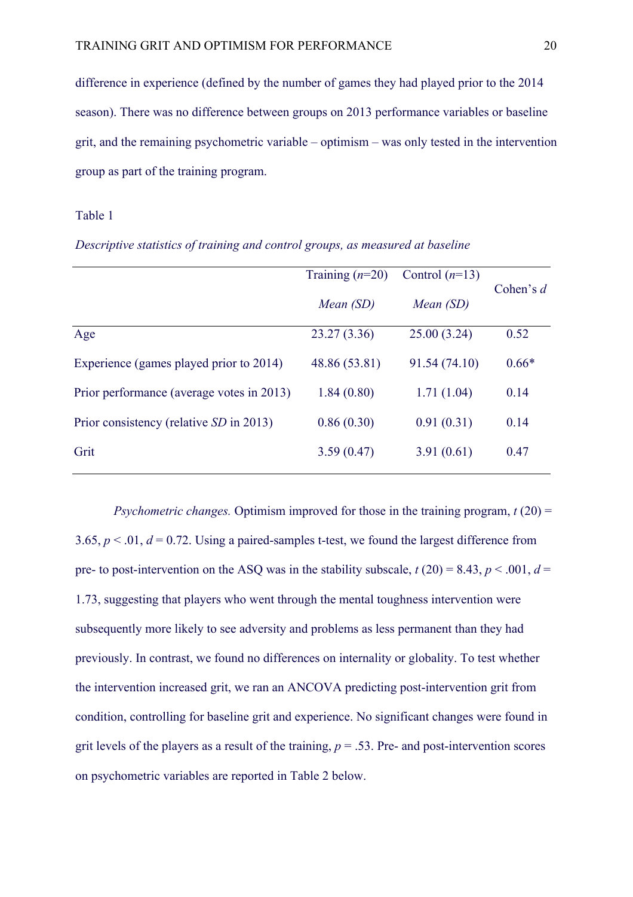difference in experience (defined by the number of games they had played prior to the 2014 season). There was no difference between groups on 2013 performance variables or baseline grit, and the remaining psychometric variable – optimism – was only tested in the intervention group as part of the training program.

Table 1

*Descriptive statistics of training and control groups, as measured at baseline*

| | Training ($n$=20) *Mean (SD)* | Control ($n$=13) *Mean (SD)* | Cohen's $d$ |
|---|---|---|---|
| Age | 23.27 (3.36) | 25.00 (3.24) | 0.52 |
| Experience (games played prior to 2014) | 48.86 (53.81) | 91.54 (74.10) | 0.66* |
| Prior performance (average votes in 2013) | 1.84 (0.80) | 1.71 (1.04) | 0.14 |
| Prior consistency (relative *SD* in 2013) | 0.86 (0.30) | 0.91 (0.31) | 0.14 |
| Grit | 3.59 (0.47) | 3.91 (0.61) | 0.47 |

*Psychometric changes.* Optimism improved for those in the training program, $t$ (20) = 3.65, $p < .01$, $d = 0.72$. Using a paired-samples t-test, we found the largest difference from pre- to post-intervention on the ASQ was in the stability subscale, $t$ (20) = 8.43, $p < .001$, $d = 1.73$, suggesting that players who went through the mental toughness intervention were subsequently more likely to see adversity and problems as less permanent than they had previously. In contrast, we found no differences on internality or globality. To test whether the intervention increased grit, we ran an ANCOVA predicting post-intervention grit from condition, controlling for baseline grit and experience. No significant changes were found in grit levels of the players as a result of the training, $p = .53$. Pre- and post-intervention scores on psychometric variables are reported in Table 2 below.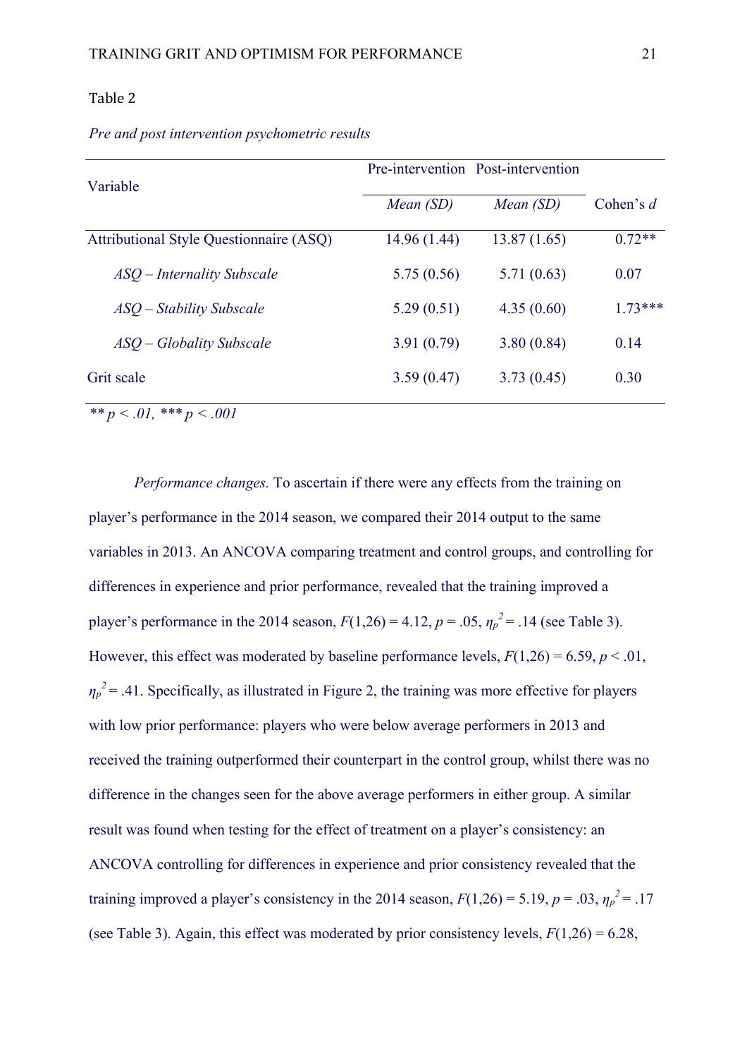Table 2

*Pre and post intervention psychometric results*

| Variable | Pre-intervention | Post-intervention | |
|---|---|---|---|
| | *Mean (SD)* | *Mean (SD)* | Cohen's *d* |
| Attributional Style Questionnaire (ASQ) | 14.96 (1.44) | 13.87 (1.65) | 0.72** |
| *ASQ – Internality Subscale* | 5.75 (0.56) | 5.71 (0.63) | 0.07 |
| *ASQ – Stability Subscale* | 5.29 (0.51) | 4.35 (0.60) | 1.73*** |
| *ASQ – Globality Subscale* | 3.91 (0.79) | 3.80 (0.84) | 0.14 |
| Grit scale | 3.59 (0.47) | 3.73 (0.45) | 0.30 |

*** $p < .01$, *** $p < .001$*

*Performance changes.* To ascertain if there were any effects from the training on player's performance in the 2014 season, we compared their 2014 output to the same variables in 2013. An ANCOVA comparing treatment and control groups, and controlling for differences in experience and prior performance, revealed that the training improved a player's performance in the 2014 season, $F(1,26) = 4.12$, $p = .05$, $\eta_p^2 = .14$ (see Table 3). However, this effect was moderated by baseline performance levels, $F(1,26) = 6.59$, $p < .01$, $\eta_p^2 = .41$. Specifically, as illustrated in Figure 2, the training was more effective for players with low prior performance: players who were below average performers in 2013 and received the training outperformed their counterpart in the control group, whilst there was no difference in the changes seen for the above average performers in either group. A similar result was found when testing for the effect of treatment on a player's consistency: an ANCOVA controlling for differences in experience and prior consistency revealed that the training improved a player's consistency in the 2014 season, $F(1,26) = 5.19$, $p = .03$, $\eta_p^2 = .17$ (see Table 3). Again, this effect was moderated by prior consistency levels, $F(1,26) = 6.28$,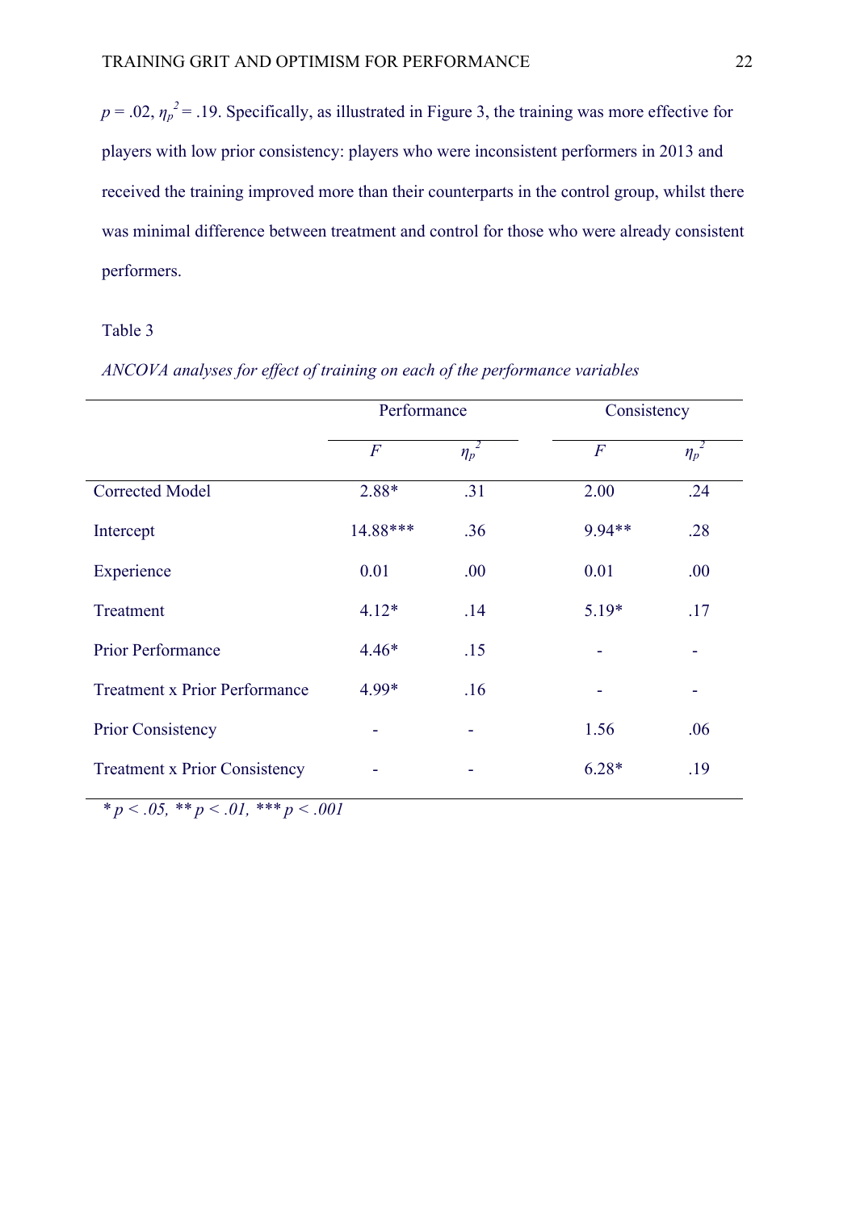$p = .02$, $\eta_p^{\,2} = .19$. Specifically, as illustrated in Figure 3, the training was more effective for players with low prior consistency: players who were inconsistent performers in 2013 and received the training improved more than their counterparts in the control group, whilst there was minimal difference between treatment and control for those who were already consistent performers.

Table 3

*ANCOVA analyses for effect of training on each of the performance variables*

| | Performance | | Consistency | |
|---|---|---|---|---|
| | $F$ | $\eta_p^{\,2}$ | $F$ | $\eta_p^{\,2}$ |
| Corrected Model | 2.88* | .31 | 2.00 | .24 |
| Intercept | 14.88*** | .36 | 9.94** | .28 |
| Experience | 0.01 | .00 | 0.01 | .00 |
| Treatment | 4.12* | .14 | 5.19* | .17 |
| Prior Performance | 4.46* | .15 | - | - |
| Treatment x Prior Performance | 4.99* | .16 | - | - |
| Prior Consistency | - | - | 1.56 | .06 |
| Treatment x Prior Consistency | - | - | 6.28* | .19 |

\* $p < .05$, \*\* $p < .01$, \*\*\* $p < .001$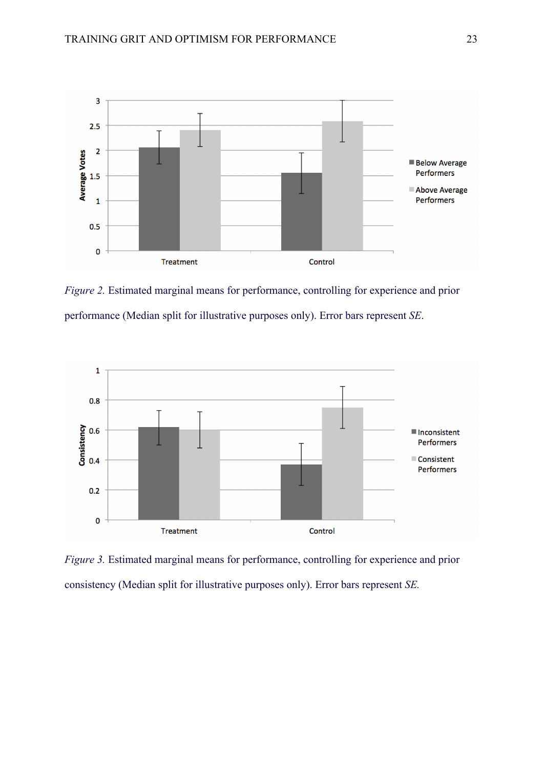*Figure 2.* Estimated marginal means for performance, controlling for experience and prior performance (Median split for illustrative purposes only). Error bars represent *SE*.

*Figure 3.* Estimated marginal means for performance, controlling for experience and prior consistency (Median split for illustrative purposes only). Error bars represent *SE.*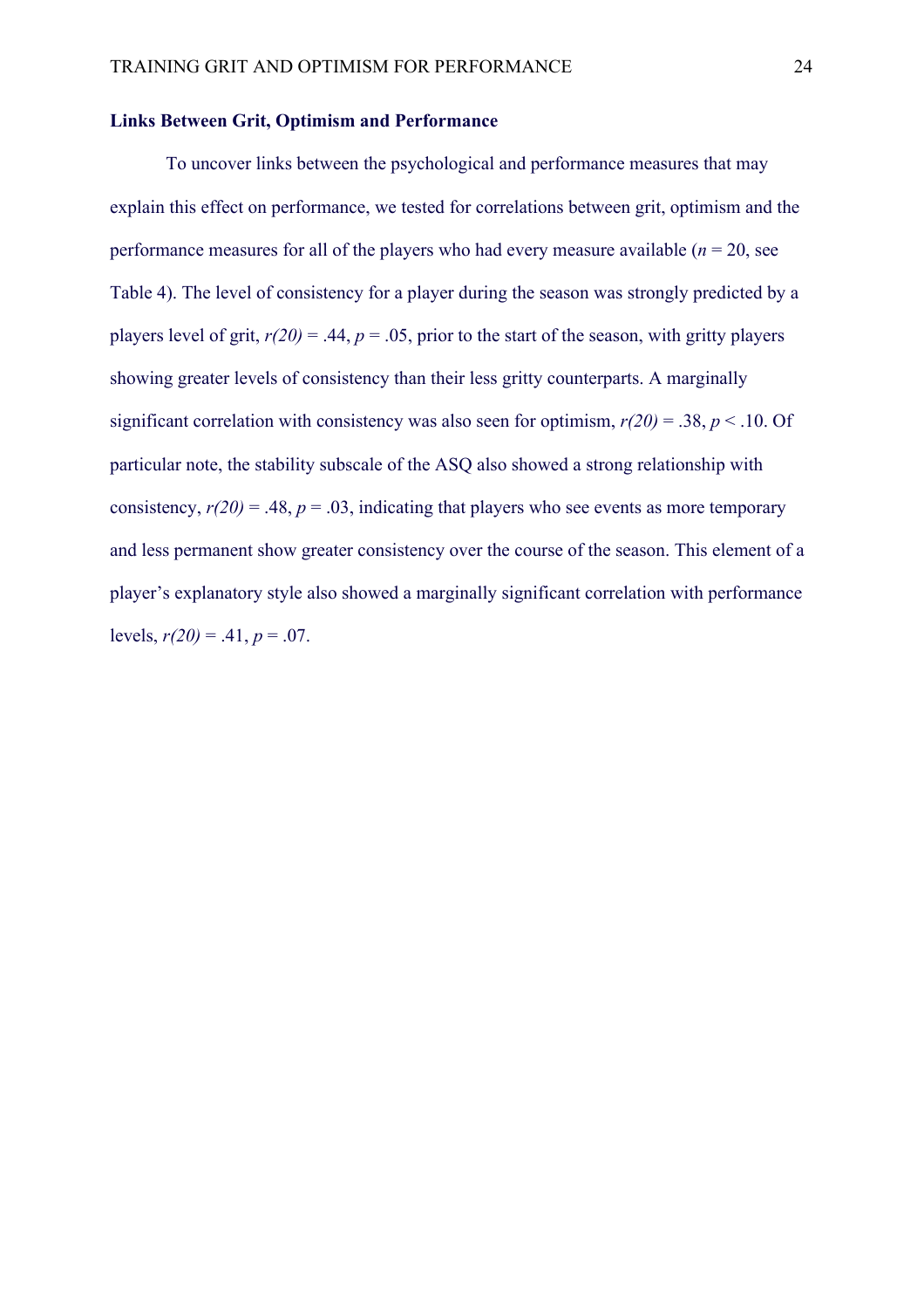### Links Between Grit, Optimism and Performance

To uncover links between the psychological and performance measures that may explain this effect on performance, we tested for correlations between grit, optimism and the performance measures for all of the players who had every measure available ($n$ = 20, see Table 4). The level of consistency for a player during the season was strongly predicted by a players level of grit, $r(20) = .44$, $p = .05$, prior to the start of the season, with gritty players showing greater levels of consistency than their less gritty counterparts. A marginally significant correlation with consistency was also seen for optimism, $r(20) = .38$, $p < .10$. Of particular note, the stability subscale of the ASQ also showed a strong relationship with consistency, $r(20) = .48$, $p = .03$, indicating that players who see events as more temporary and less permanent show greater consistency over the course of the season. This element of a player's explanatory style also showed a marginally significant correlation with performance levels, $r(20) = .41$, $p = .07$.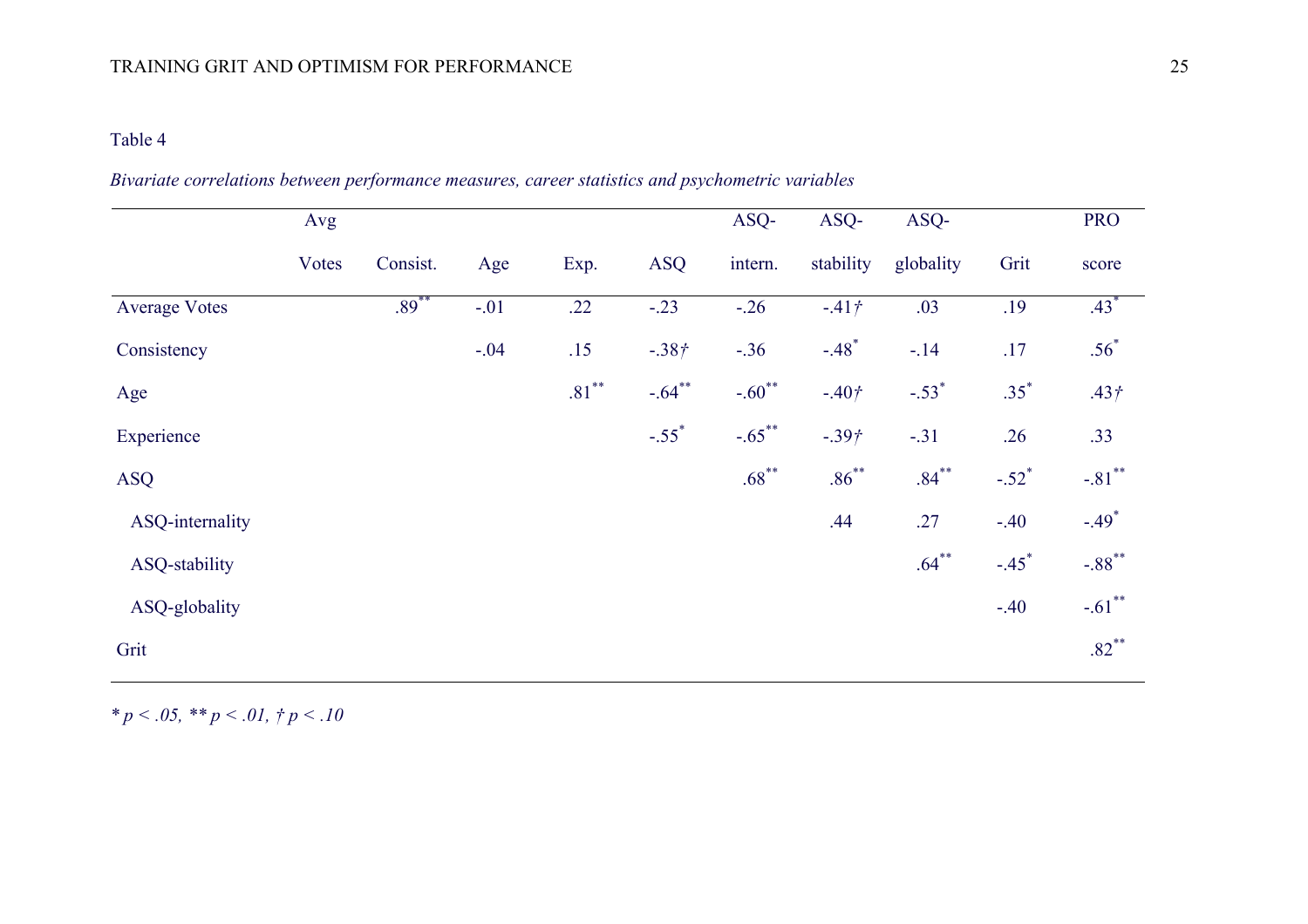Table 4

*Bivariate correlations between performance measures, career statistics and psychometric variables*

| | Avg Votes | Consist. | Age | Exp. | ASQ | ASQ-intern. | ASQ-stability | ASQ-globality | Grit | PRO score |
|---|---|---|---|---|---|---|---|---|---|---|
| Average Votes | | .89** | -.01 | .22 | -.23 | -.26 | -.41† | .03 | .19 | .43* |
| Consistency | | | -.04 | .15 | -.38† | -.36 | -.48* | -.14 | .17 | .56* |
| Age | | | | .81** | -.64** | -.60** | -.40† | -.53* | .35* | .43† |
| Experience | | | | | -.55* | -.65** | -.39† | -.31 | .26 | .33 |
| ASQ | | | | | | .68** | .86** | .84** | -.52* | -.81** |
| ASQ-internality | | | | | | | .44 | .27 | -.40 | -.49* |
| ASQ-stability | | | | | | | | .64** | -.45* | -.88** |
| ASQ-globality | | | | | | | | | -.40 | -.61** |
| Grit | | | | | | | | | | .82** |

*\* $p < .05$, \*\* $p < .01$, † $p < .10$*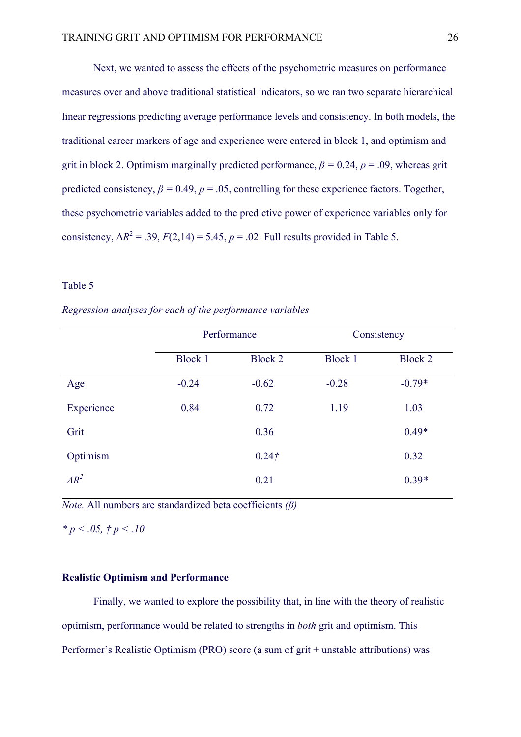Next, we wanted to assess the effects of the psychometric measures on performance measures over and above traditional statistical indicators, so we ran two separate hierarchical linear regressions predicting average performance levels and consistency. In both models, the traditional career markers of age and experience were entered in block 1, and optimism and grit in block 2. Optimism marginally predicted performance, $\beta = 0.24$, $p = .09$, whereas grit predicted consistency, $\beta = 0.49$, $p = .05$, controlling for these experience factors. Together, these psychometric variables added to the predictive power of experience variables only for consistency, $\Delta R^2 = .39$, $F(2,14) = 5.45$, $p = .02$. Full results provided in Table 5.

Table 5

*Regression analyses for each of the performance variables*

| | Performance | | Consistency | |
|---|---|---|---|---|
| | Block 1 | Block 2 | Block 1 | Block 2 |
| Age | -0.24 | -0.62 | -0.28 | -0.79* |
| Experience | 0.84 | 0.72 | 1.19 | 1.03 |
| Grit | | 0.36 | | 0.49* |
| Optimism | | 0.24† | | 0.32 |
| $\Delta R^2$ | | 0.21 | | 0.39* |

*Note.* All numbers are standardized beta coefficients *(β)*

*\* p < .05, † p < .10*

**Realistic Optimism and Performance**

Finally, we wanted to explore the possibility that, in line with the theory of realistic optimism, performance would be related to strengths in *both* grit and optimism. This Performer's Realistic Optimism (PRO) score (a sum of grit + unstable attributions) was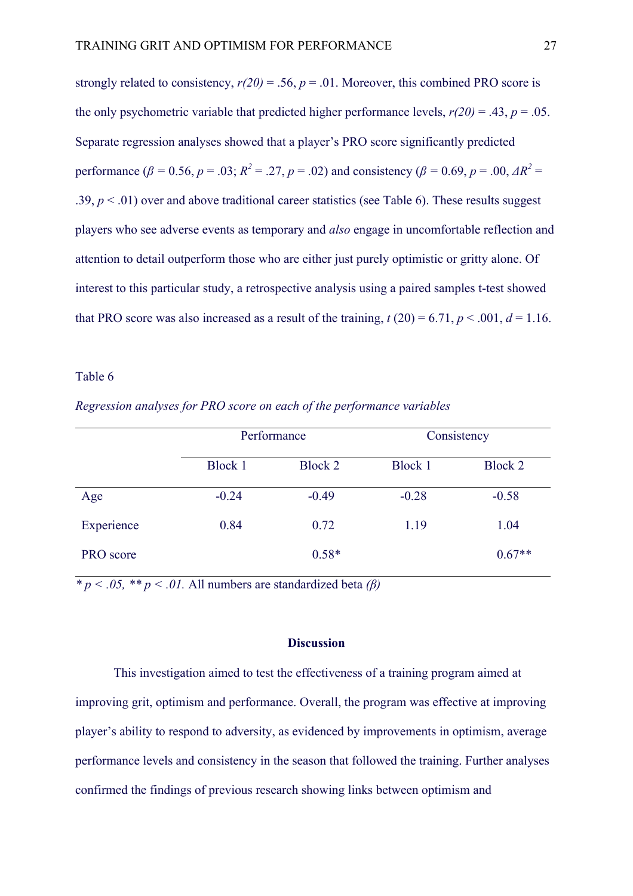strongly related to consistency, *r(20)* = .56, *p* = .01. Moreover, this combined PRO score is the only psychometric variable that predicted higher performance levels, *r(20)* = .43, *p* = .05. Separate regression analyses showed that a player's PRO score significantly predicted performance ($\beta$ = 0.56, *p* = .03; $R^2$ = .27, *p* = .02) and consistency ($\beta$ = 0.69, *p* = .00, $\Delta R^2$ = .39, *p* < .01) over and above traditional career statistics (see Table 6). These results suggest players who see adverse events as temporary and *also* engage in uncomfortable reflection and attention to detail outperform those who are either just purely optimistic or gritty alone. Of interest to this particular study, a retrospective analysis using a paired samples t-test showed that PRO score was also increased as a result of the training, *t* (20) = 6.71, *p* < .001, *d* = 1.16.

Table 6

*Regression analyses for PRO score on each of the performance variables*

| | Performance | | Consistency | |
|---|---|---|---|---|
| | Block 1 | Block 2 | Block 1 | Block 2 |
| Age | -0.24 | -0.49 | -0.28 | -0.58 |
| Experience | 0.84 | 0.72 | 1.19 | 1.04 |
| PRO score | | 0.58* | | 0.67** |

*\* p < .05, \*\* p < .01.* All numbers are standardized beta *(β)*

**Discussion**

This investigation aimed to test the effectiveness of a training program aimed at improving grit, optimism and performance. Overall, the program was effective at improving player's ability to respond to adversity, as evidenced by improvements in optimism, average performance levels and consistency in the season that followed the training. Further analyses confirmed the findings of previous research showing links between optimism and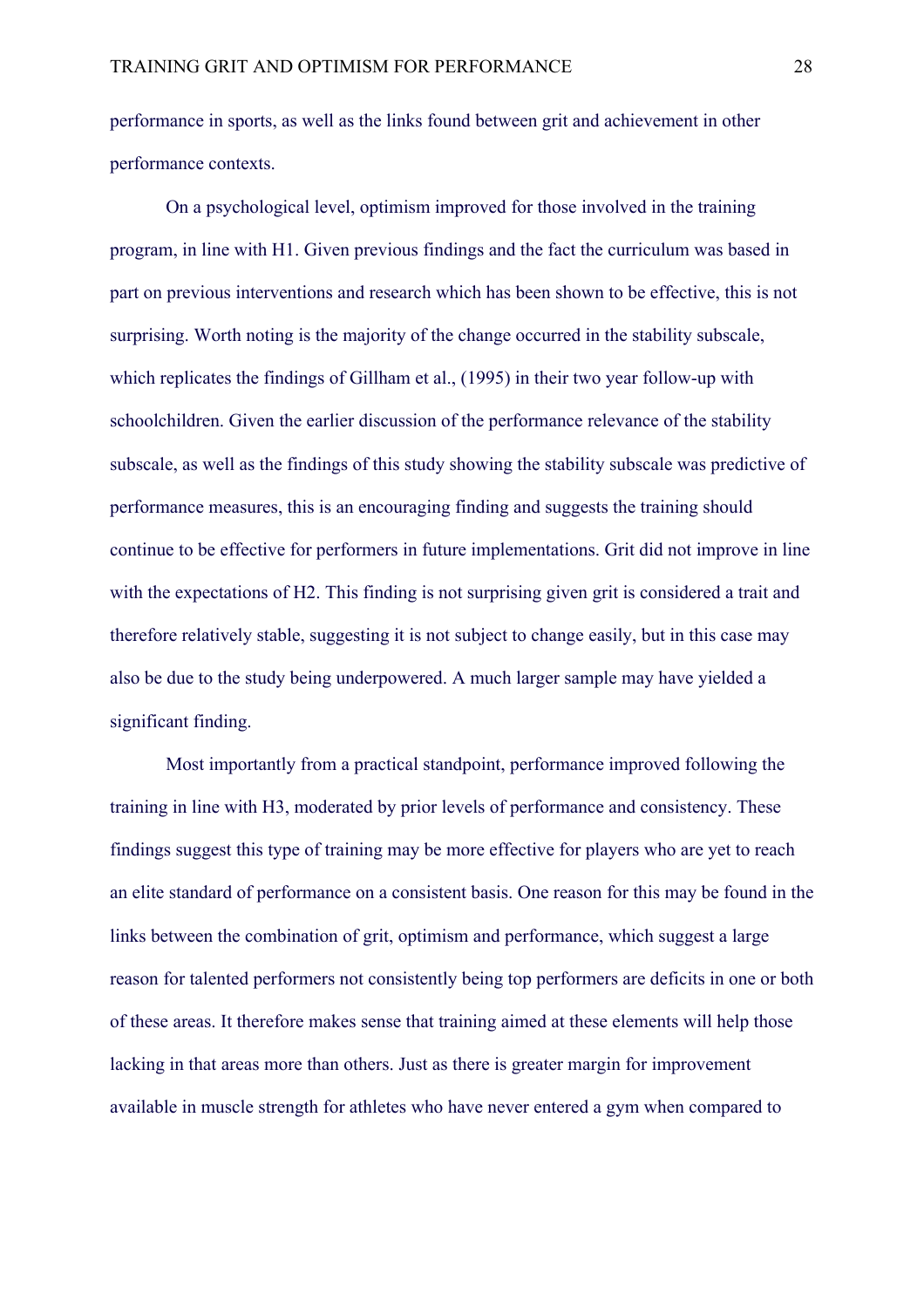performance in sports, as well as the links found between grit and achievement in other performance contexts.

On a psychological level, optimism improved for those involved in the training program, in line with H1. Given previous findings and the fact the curriculum was based in part on previous interventions and research which has been shown to be effective, this is not surprising. Worth noting is the majority of the change occurred in the stability subscale, which replicates the findings of Gillham et al., (1995) in their two year follow-up with schoolchildren. Given the earlier discussion of the performance relevance of the stability subscale, as well as the findings of this study showing the stability subscale was predictive of performance measures, this is an encouraging finding and suggests the training should continue to be effective for performers in future implementations. Grit did not improve in line with the expectations of H2. This finding is not surprising given grit is considered a trait and therefore relatively stable, suggesting it is not subject to change easily, but in this case may also be due to the study being underpowered. A much larger sample may have yielded a significant finding.

Most importantly from a practical standpoint, performance improved following the training in line with H3, moderated by prior levels of performance and consistency. These findings suggest this type of training may be more effective for players who are yet to reach an elite standard of performance on a consistent basis. One reason for this may be found in the links between the combination of grit, optimism and performance, which suggest a large reason for talented performers not consistently being top performers are deficits in one or both of these areas. It therefore makes sense that training aimed at these elements will help those lacking in that areas more than others. Just as there is greater margin for improvement available in muscle strength for athletes who have never entered a gym when compared to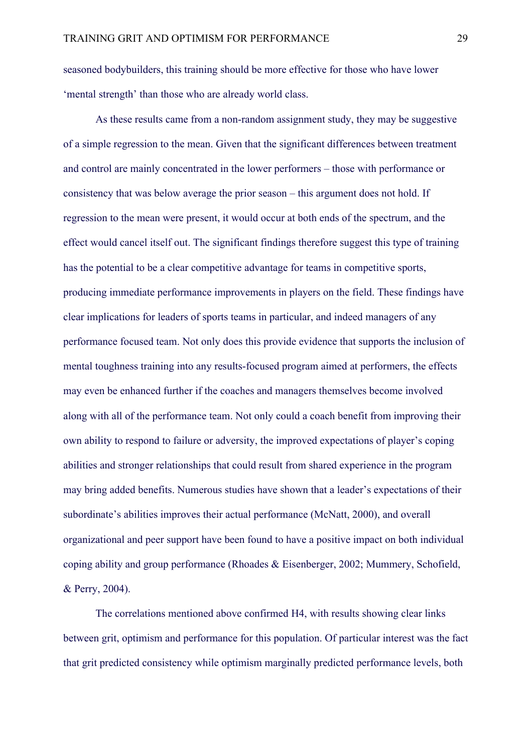seasoned bodybuilders, this training should be more effective for those who have lower 'mental strength' than those who are already world class.

As these results came from a non-random assignment study, they may be suggestive of a simple regression to the mean. Given that the significant differences between treatment and control are mainly concentrated in the lower performers – those with performance or consistency that was below average the prior season – this argument does not hold. If regression to the mean were present, it would occur at both ends of the spectrum, and the effect would cancel itself out. The significant findings therefore suggest this type of training has the potential to be a clear competitive advantage for teams in competitive sports, producing immediate performance improvements in players on the field. These findings have clear implications for leaders of sports teams in particular, and indeed managers of any performance focused team. Not only does this provide evidence that supports the inclusion of mental toughness training into any results-focused program aimed at performers, the effects may even be enhanced further if the coaches and managers themselves become involved along with all of the performance team. Not only could a coach benefit from improving their own ability to respond to failure or adversity, the improved expectations of player's coping abilities and stronger relationships that could result from shared experience in the program may bring added benefits. Numerous studies have shown that a leader's expectations of their subordinate's abilities improves their actual performance (McNatt, 2000), and overall organizational and peer support have been found to have a positive impact on both individual coping ability and group performance (Rhoades & Eisenberger, 2002; Mummery, Schofield, & Perry, 2004).

The correlations mentioned above confirmed H4, with results showing clear links between grit, optimism and performance for this population. Of particular interest was the fact that grit predicted consistency while optimism marginally predicted performance levels, both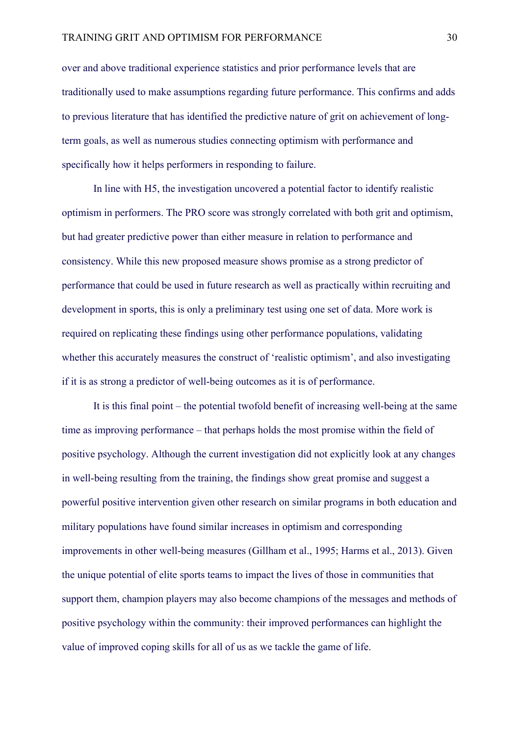over and above traditional experience statistics and prior performance levels that are traditionally used to make assumptions regarding future performance. This confirms and adds to previous literature that has identified the predictive nature of grit on achievement of long-term goals, as well as numerous studies connecting optimism with performance and specifically how it helps performers in responding to failure.

In line with H5, the investigation uncovered a potential factor to identify realistic optimism in performers. The PRO score was strongly correlated with both grit and optimism, but had greater predictive power than either measure in relation to performance and consistency. While this new proposed measure shows promise as a strong predictor of performance that could be used in future research as well as practically within recruiting and development in sports, this is only a preliminary test using one set of data. More work is required on replicating these findings using other performance populations, validating whether this accurately measures the construct of 'realistic optimism', and also investigating if it is as strong a predictor of well-being outcomes as it is of performance.

It is this final point – the potential twofold benefit of increasing well-being at the same time as improving performance – that perhaps holds the most promise within the field of positive psychology. Although the current investigation did not explicitly look at any changes in well-being resulting from the training, the findings show great promise and suggest a powerful positive intervention given other research on similar programs in both education and military populations have found similar increases in optimism and corresponding improvements in other well-being measures (Gillham et al., 1995; Harms et al., 2013). Given the unique potential of elite sports teams to impact the lives of those in communities that support them, champion players may also become champions of the messages and methods of positive psychology within the community: their improved performances can highlight the value of improved coping skills for all of us as we tackle the game of life.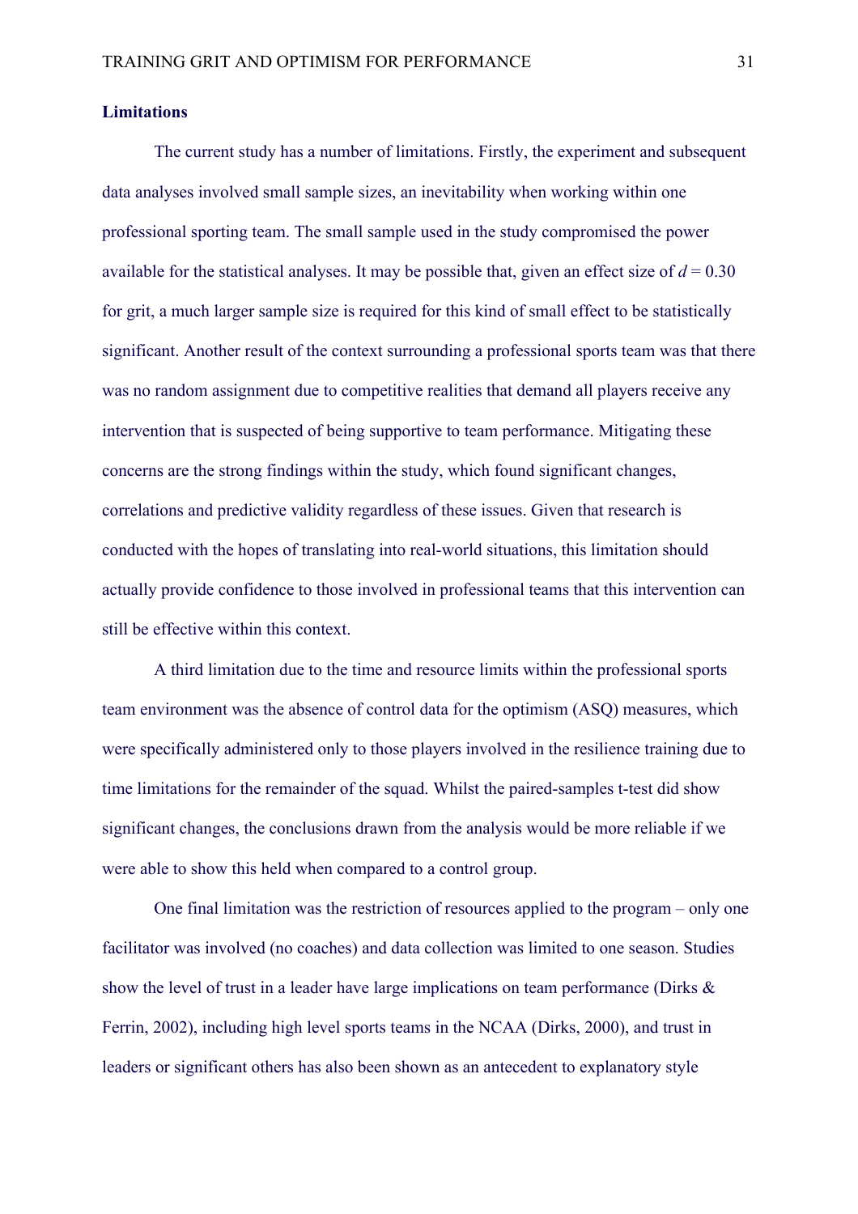**Limitations**

The current study has a number of limitations. Firstly, the experiment and subsequent data analyses involved small sample sizes, an inevitability when working within one professional sporting team. The small sample used in the study compromised the power available for the statistical analyses. It may be possible that, given an effect size of $d = 0.30$ for grit, a much larger sample size is required for this kind of small effect to be statistically significant. Another result of the context surrounding a professional sports team was that there was no random assignment due to competitive realities that demand all players receive any intervention that is suspected of being supportive to team performance. Mitigating these concerns are the strong findings within the study, which found significant changes, correlations and predictive validity regardless of these issues. Given that research is conducted with the hopes of translating into real-world situations, this limitation should actually provide confidence to those involved in professional teams that this intervention can still be effective within this context.

A third limitation due to the time and resource limits within the professional sports team environment was the absence of control data for the optimism (ASQ) measures, which were specifically administered only to those players involved in the resilience training due to time limitations for the remainder of the squad. Whilst the paired-samples t-test did show significant changes, the conclusions drawn from the analysis would be more reliable if we were able to show this held when compared to a control group.

One final limitation was the restriction of resources applied to the program – only one facilitator was involved (no coaches) and data collection was limited to one season. Studies show the level of trust in a leader have large implications on team performance (Dirks & Ferrin, 2002), including high level sports teams in the NCAA (Dirks, 2000), and trust in leaders or significant others has also been shown as an antecedent to explanatory style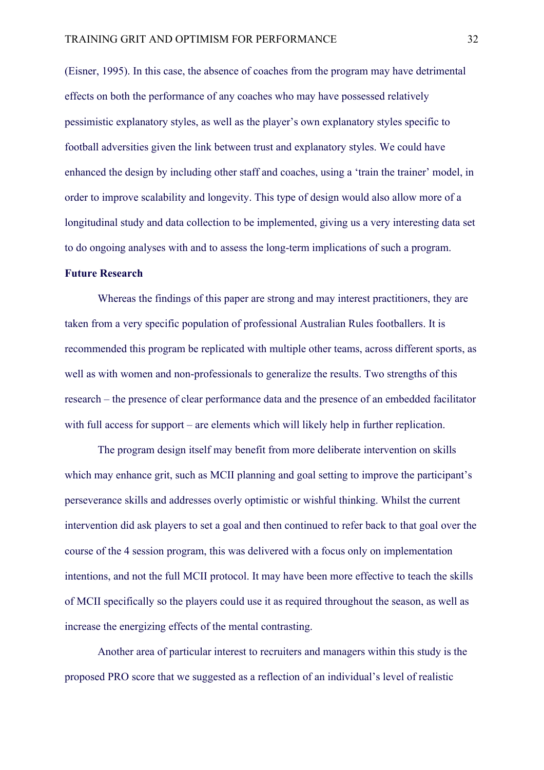(Eisner, 1995). In this case, the absence of coaches from the program may have detrimental effects on both the performance of any coaches who may have possessed relatively pessimistic explanatory styles, as well as the player's own explanatory styles specific to football adversities given the link between trust and explanatory styles. We could have enhanced the design by including other staff and coaches, using a 'train the trainer' model, in order to improve scalability and longevity. This type of design would also allow more of a longitudinal study and data collection to be implemented, giving us a very interesting data set to do ongoing analyses with and to assess the long-term implications of such a program.

**Future Research**

Whereas the findings of this paper are strong and may interest practitioners, they are taken from a very specific population of professional Australian Rules footballers. It is recommended this program be replicated with multiple other teams, across different sports, as well as with women and non-professionals to generalize the results. Two strengths of this research – the presence of clear performance data and the presence of an embedded facilitator with full access for support – are elements which will likely help in further replication.

The program design itself may benefit from more deliberate intervention on skills which may enhance grit, such as MCII planning and goal setting to improve the participant's perseverance skills and addresses overly optimistic or wishful thinking. Whilst the current intervention did ask players to set a goal and then continued to refer back to that goal over the course of the 4 session program, this was delivered with a focus only on implementation intentions, and not the full MCII protocol. It may have been more effective to teach the skills of MCII specifically so the players could use it as required throughout the season, as well as increase the energizing effects of the mental contrasting.

Another area of particular interest to recruiters and managers within this study is the proposed PRO score that we suggested as a reflection of an individual's level of realistic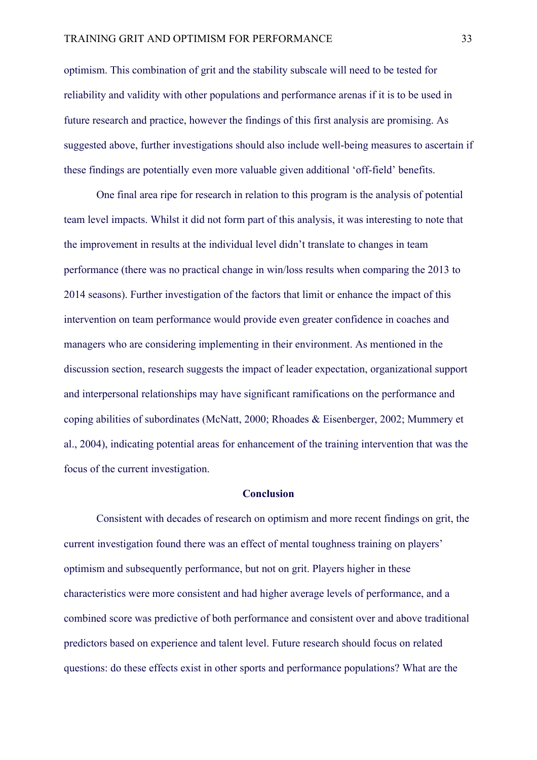optimism. This combination of grit and the stability subscale will need to be tested for reliability and validity with other populations and performance arenas if it is to be used in future research and practice, however the findings of this first analysis are promising. As suggested above, further investigations should also include well-being measures to ascertain if these findings are potentially even more valuable given additional 'off-field' benefits.

One final area ripe for research in relation to this program is the analysis of potential team level impacts. Whilst it did not form part of this analysis, it was interesting to note that the improvement in results at the individual level didn't translate to changes in team performance (there was no practical change in win/loss results when comparing the 2013 to 2014 seasons). Further investigation of the factors that limit or enhance the impact of this intervention on team performance would provide even greater confidence in coaches and managers who are considering implementing in their environment. As mentioned in the discussion section, research suggests the impact of leader expectation, organizational support and interpersonal relationships may have significant ramifications on the performance and coping abilities of subordinates (McNatt, 2000; Rhoades & Eisenberger, 2002; Mummery et al., 2004), indicating potential areas for enhancement of the training intervention that was the focus of the current investigation.

## Conclusion

Consistent with decades of research on optimism and more recent findings on grit, the current investigation found there was an effect of mental toughness training on players' optimism and subsequently performance, but not on grit. Players higher in these characteristics were more consistent and had higher average levels of performance, and a combined score was predictive of both performance and consistent over and above traditional predictors based on experience and talent level. Future research should focus on related questions: do these effects exist in other sports and performance populations? What are the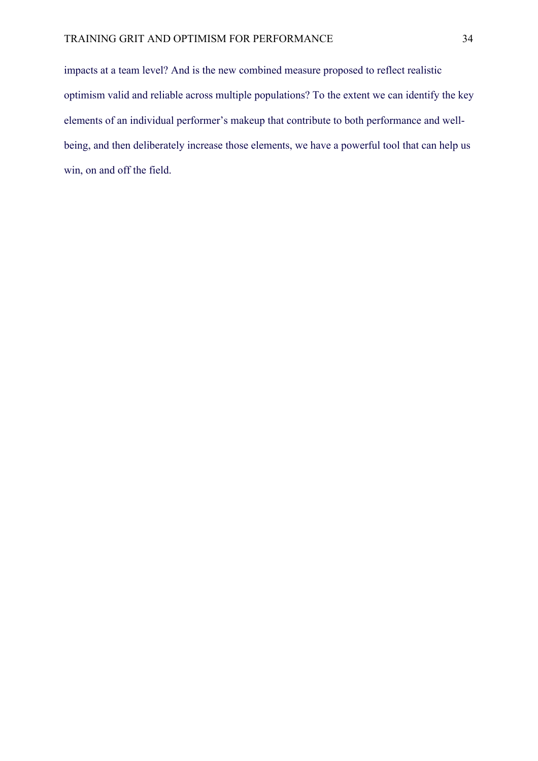impacts at a team level? And is the new combined measure proposed to reflect realistic optimism valid and reliable across multiple populations? To the extent we can identify the key elements of an individual performer's makeup that contribute to both performance and well-being, and then deliberately increase those elements, we have a powerful tool that can help us win, on and off the field.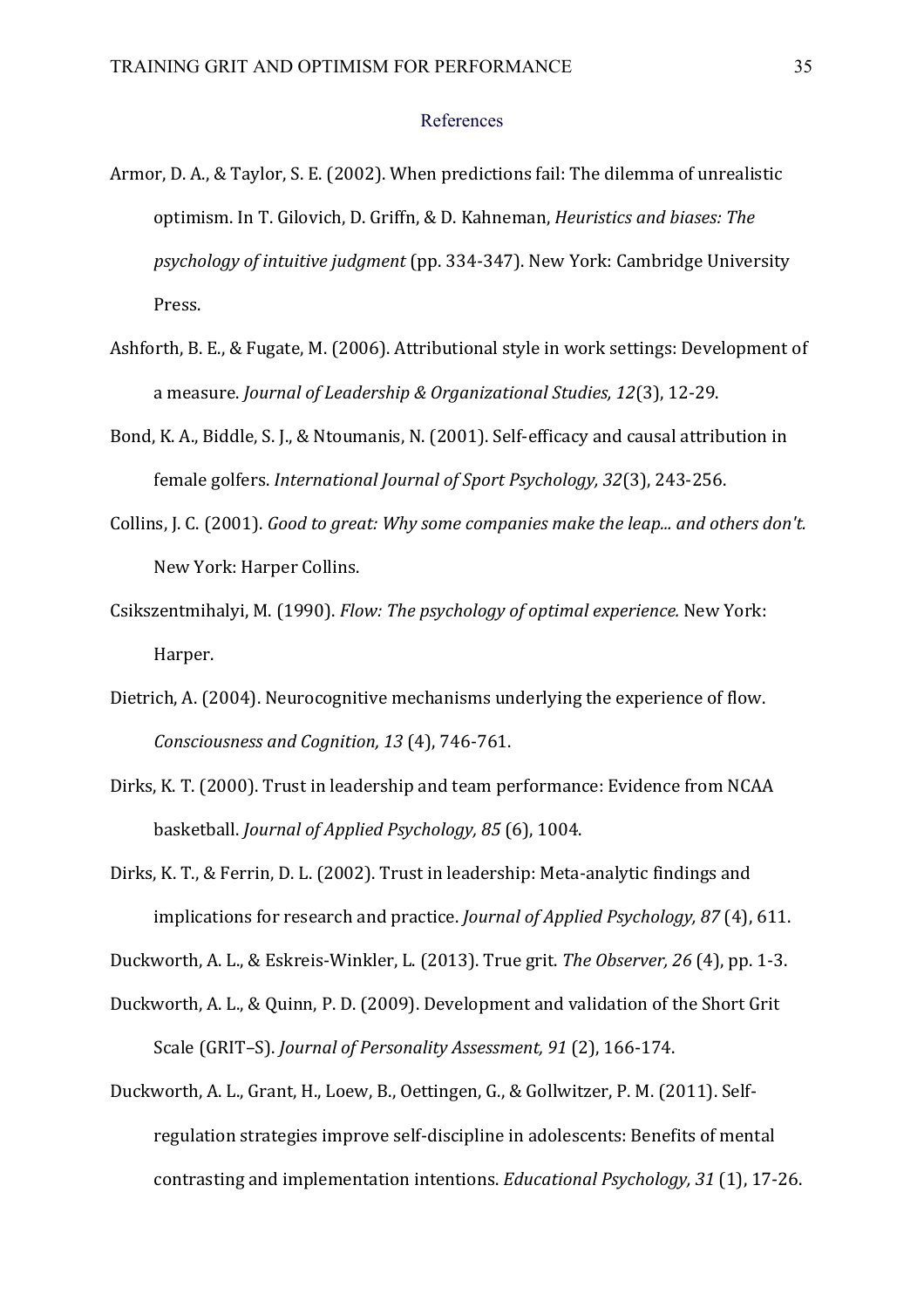## References

Armor, D. A., & Taylor, S. E. (2002). When predictions fail: The dilemma of unrealistic optimism. In T. Gilovich, D. Griffn, & D. Kahneman, *Heuristics and biases: The psychology of intuitive judgment* (pp. 334-347). New York: Cambridge University Press.

Ashforth, B. E., & Fugate, M. (2006). Attributional style in work settings: Development of a measure. *Journal of Leadership & Organizational Studies, 12*(3), 12-29.

Bond, K. A., Biddle, S. J., & Ntoumanis, N. (2001). Self-efficacy and causal attribution in female golfers. *International Journal of Sport Psychology, 32*(3), 243-256.

Collins, J. C. (2001). *Good to great: Why some companies make the leap... and others don't.* New York: Harper Collins.

Csikszentmihalyi, M. (1990). *Flow: The psychology of optimal experience.* New York: Harper.

Dietrich, A. (2004). Neurocognitive mechanisms underlying the experience of flow. *Consciousness and Cognition, 13* (4), 746-761.

Dirks, K. T. (2000). Trust in leadership and team performance: Evidence from NCAA basketball. *Journal of Applied Psychology, 85* (6), 1004.

Dirks, K. T., & Ferrin, D. L. (2002). Trust in leadership: Meta-analytic findings and implications for research and practice. *Journal of Applied Psychology, 87* (4), 611.

Duckworth, A. L., & Eskreis-Winkler, L. (2013). True grit. *The Observer, 26* (4), pp. 1-3.

Duckworth, A. L., & Quinn, P. D. (2009). Development and validation of the Short Grit Scale (GRIT–S). *Journal of Personality Assessment, 91* (2), 166-174.

Duckworth, A. L., Grant, H., Loew, B., Oettingen, G., & Gollwitzer, P. M. (2011). Self-regulation strategies improve self-discipline in adolescents: Benefits of mental contrasting and implementation intentions. *Educational Psychology, 31* (1), 17-26.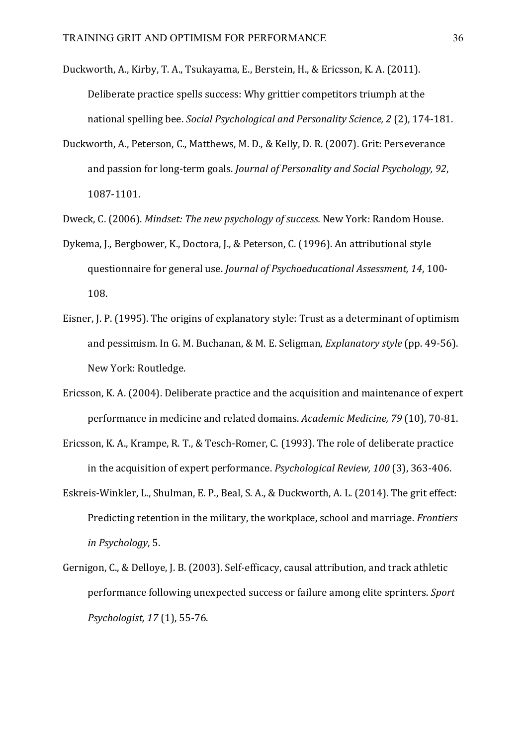Duckworth, A., Kirby, T. A., Tsukayama, E., Berstein, H., & Ericsson, K. A. (2011). Deliberate practice spells success: Why grittier competitors triumph at the national spelling bee. *Social Psychological and Personality Science, 2* (2), 174-181.

Duckworth, A., Peterson, C., Matthews, M. D., & Kelly, D. R. (2007). Grit: Perseverance and passion for long-term goals. *Journal of Personality and Social Psychology, 92*, 1087-1101.

Dweck, C. (2006). *Mindset: The new psychology of success.* New York: Random House.

Dykema, J., Bergbower, K., Doctora, J., & Peterson, C. (1996). An attributional style questionnaire for general use. *Journal of Psychoeducational Assessment, 14*, 100-108.

Eisner, J. P. (1995). The origins of explanatory style: Trust as a determinant of optimism and pessimism. In G. M. Buchanan, & M. E. Seligman, *Explanatory style* (pp. 49-56). New York: Routledge.

Ericsson, K. A. (2004). Deliberate practice and the acquisition and maintenance of expert performance in medicine and related domains. *Academic Medicine, 79* (10), 70-81.

Ericsson, K. A., Krampe, R. T., & Tesch-Romer, C. (1993). The role of deliberate practice in the acquisition of expert performance. *Psychological Review, 100* (3), 363-406.

Eskreis-Winkler, L., Shulman, E. P., Beal, S. A., & Duckworth, A. L. (2014). The grit effect: Predicting retention in the military, the workplace, school and marriage. *Frontiers in Psychology*, 5.

Gernigon, C., & Delloye, J. B. (2003). Self-efficacy, causal attribution, and track athletic performance following unexpected success or failure among elite sprinters. *Sport Psychologist, 17* (1), 55-76.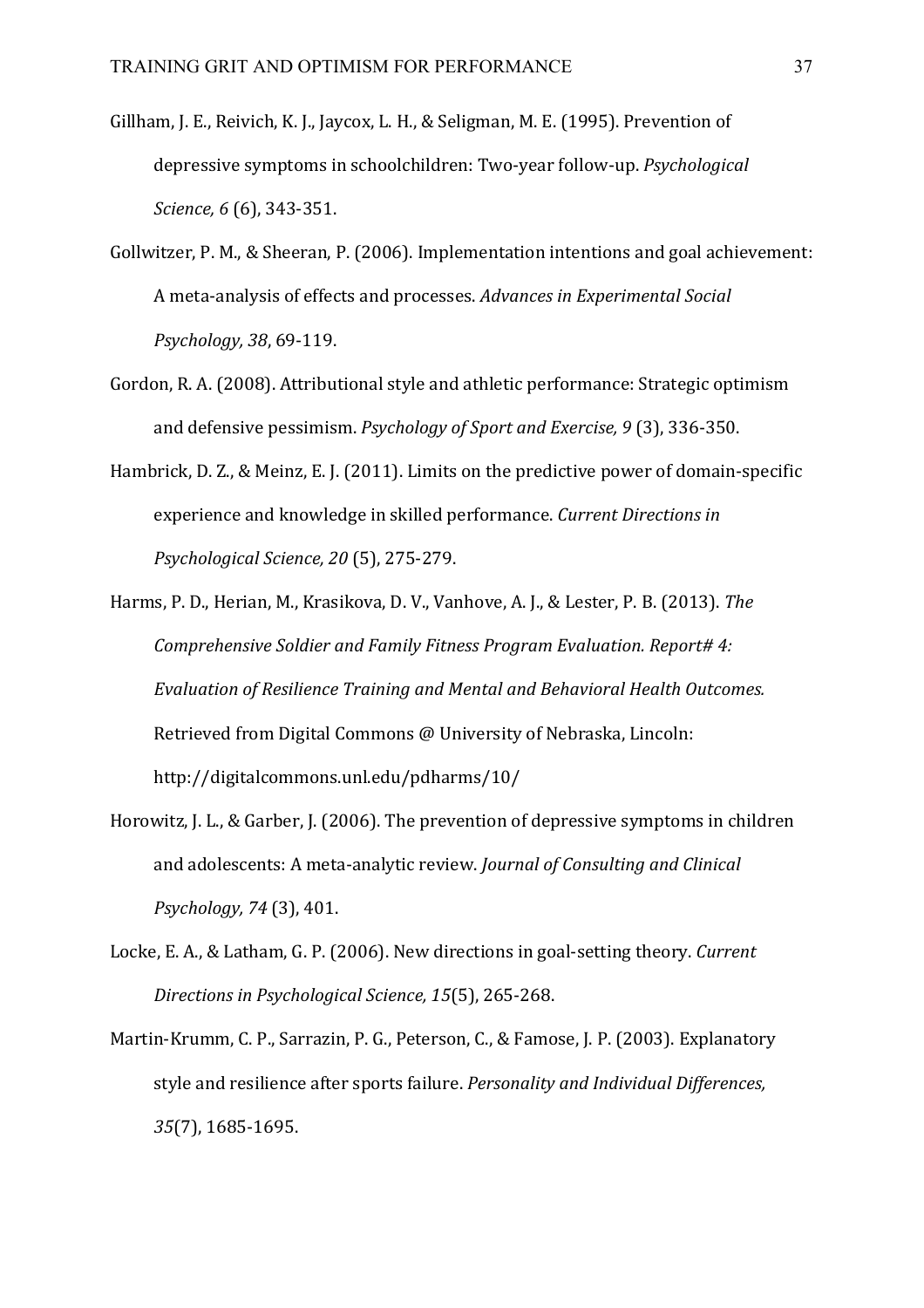Gillham, J. E., Reivich, K. J., Jaycox, L. H., & Seligman, M. E. (1995). Prevention of depressive symptoms in schoolchildren: Two-year follow-up. *Psychological Science, 6* (6), 343-351.

Gollwitzer, P. M., & Sheeran, P. (2006). Implementation intentions and goal achievement: A meta-analysis of effects and processes. *Advances in Experimental Social Psychology, 38*, 69-119.

Gordon, R. A. (2008). Attributional style and athletic performance: Strategic optimism and defensive pessimism. *Psychology of Sport and Exercise, 9* (3), 336-350.

Hambrick, D. Z., & Meinz, E. J. (2011). Limits on the predictive power of domain-specific experience and knowledge in skilled performance. *Current Directions in Psychological Science, 20* (5), 275-279.

Harms, P. D., Herian, M., Krasikova, D. V., Vanhove, A. J., & Lester, P. B. (2013). *The Comprehensive Soldier and Family Fitness Program Evaluation. Report# 4: Evaluation of Resilience Training and Mental and Behavioral Health Outcomes.* Retrieved from Digital Commons @ University of Nebraska, Lincoln: http://digitalcommons.unl.edu/pdharms/10/

Horowitz, J. L., & Garber, J. (2006). The prevention of depressive symptoms in children and adolescents: A meta-analytic review. *Journal of Consulting and Clinical Psychology, 74* (3), 401.

Locke, E. A., & Latham, G. P. (2006). New directions in goal-setting theory. *Current Directions in Psychological Science, 15*(5), 265-268.

Martin-Krumm, C. P., Sarrazin, P. G., Peterson, C., & Famose, J. P. (2003). Explanatory style and resilience after sports failure. *Personality and Individual Differences, 35*(7), 1685-1695.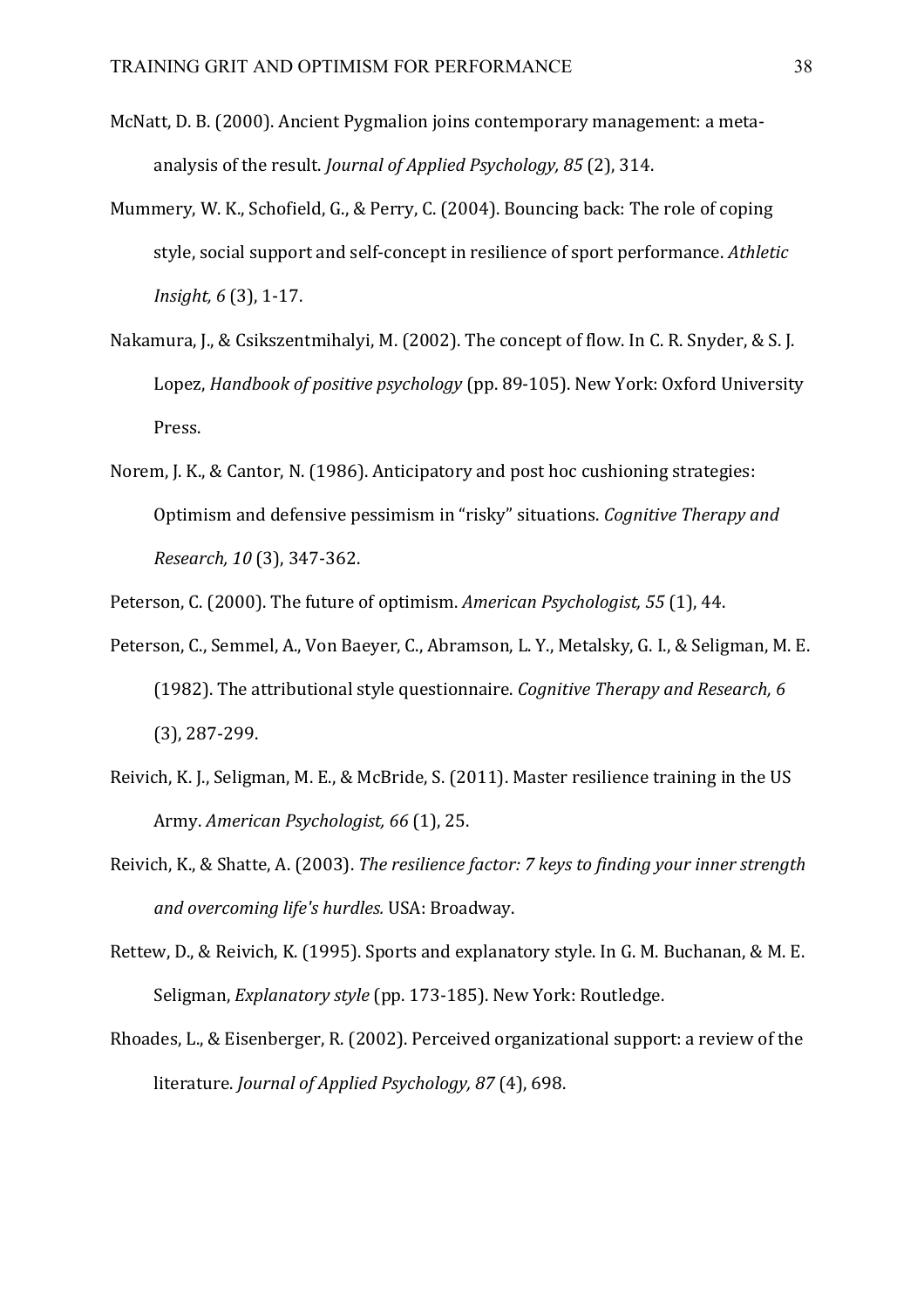McNatt, D. B. (2000). Ancient Pygmalion joins contemporary management: a meta-analysis of the result. *Journal of Applied Psychology, 85* (2), 314.

Mummery, W. K., Schofield, G., & Perry, C. (2004). Bouncing back: The role of coping style, social support and self-concept in resilience of sport performance. *Athletic Insight, 6* (3), 1-17.

Nakamura, J., & Csikszentmihalyi, M. (2002). The concept of flow. In C. R. Snyder, & S. J. Lopez, *Handbook of positive psychology* (pp. 89-105). New York: Oxford University Press.

Norem, J. K., & Cantor, N. (1986). Anticipatory and post hoc cushioning strategies: Optimism and defensive pessimism in "risky" situations. *Cognitive Therapy and Research, 10* (3), 347-362.

Peterson, C. (2000). The future of optimism. *American Psychologist, 55* (1), 44.

Peterson, C., Semmel, A., Von Baeyer, C., Abramson, L. Y., Metalsky, G. I., & Seligman, M. E. (1982). The attributional style questionnaire. *Cognitive Therapy and Research, 6* (3), 287-299.

Reivich, K. J., Seligman, M. E., & McBride, S. (2011). Master resilience training in the US Army. *American Psychologist, 66* (1), 25.

Reivich, K., & Shatte, A. (2003). *The resilience factor: 7 keys to finding your inner strength and overcoming life's hurdles.* USA: Broadway.

Rettew, D., & Reivich, K. (1995). Sports and explanatory style. In G. M. Buchanan, & M. E. Seligman, *Explanatory style* (pp. 173-185). New York: Routledge.

Rhoades, L., & Eisenberger, R. (2002). Perceived organizational support: a review of the literature. *Journal of Applied Psychology, 87* (4), 698.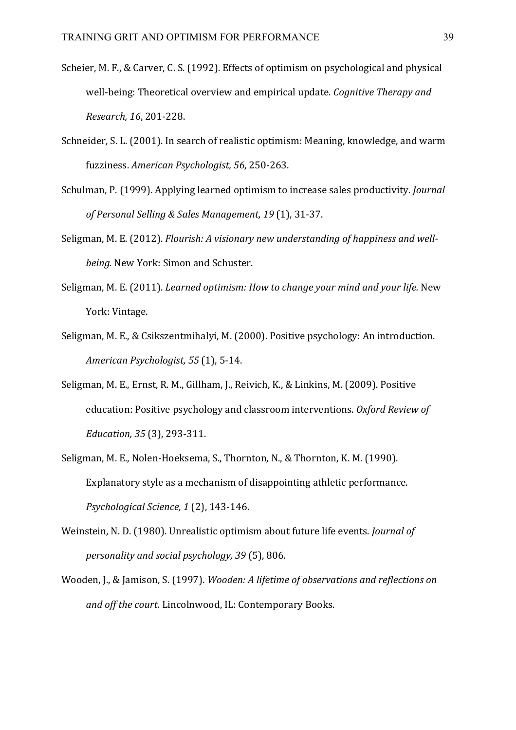Scheier, M. F., & Carver, C. S. (1992). Effects of optimism on psychological and physical well-being: Theoretical overview and empirical update. *Cognitive Therapy and Research, 16*, 201-228.

Schneider, S. L. (2001). In search of realistic optimism: Meaning, knowledge, and warm fuzziness. *American Psychologist, 56*, 250-263.

Schulman, P. (1999). Applying learned optimism to increase sales productivity. *Journal of Personal Selling & Sales Management, 19* (1), 31-37.

Seligman, M. E. (2012). *Flourish: A visionary new understanding of happiness and well-being.* New York: Simon and Schuster.

Seligman, M. E. (2011). *Learned optimism: How to change your mind and your life.* New York: Vintage.

Seligman, M. E., & Csikszentmihalyi, M. (2000). Positive psychology: An introduction. *American Psychologist, 55* (1), 5-14.

Seligman, M. E., Ernst, R. M., Gillham, J., Reivich, K., & Linkins, M. (2009). Positive education: Positive psychology and classroom interventions. *Oxford Review of Education, 35* (3), 293-311.

Seligman, M. E., Nolen-Hoeksema, S., Thornton, N., & Thornton, K. M. (1990). Explanatory style as a mechanism of disappointing athletic performance. *Psychological Science, 1* (2), 143-146.

Weinstein, N. D. (1980). Unrealistic optimism about future life events. *Journal of personality and social psychology, 39* (5), 806.

Wooden, J., & Jamison, S. (1997). *Wooden: A lifetime of observations and reflections on and off the court.* Lincolnwood, IL: Contemporary Books.